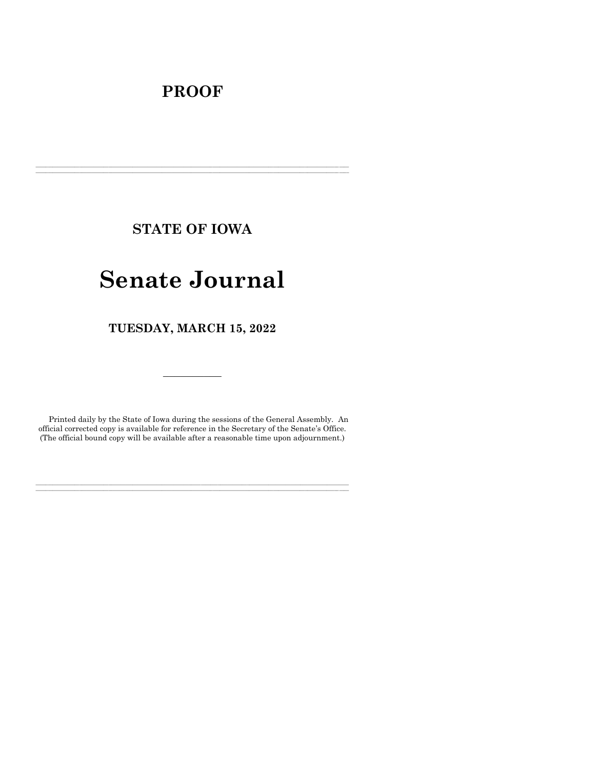# PROOF

---

## STATE OF IOWA

# Senate Journal

## TUESDAY, MARCH 15, 2022

---

Printed daily by the State of Iowa during the sessions of the General Assembly. An official corrected copy is available for reference in the Secretary of the Senate's Office. (The official bound copy will be available after a reasonable time upon adjournment.)

---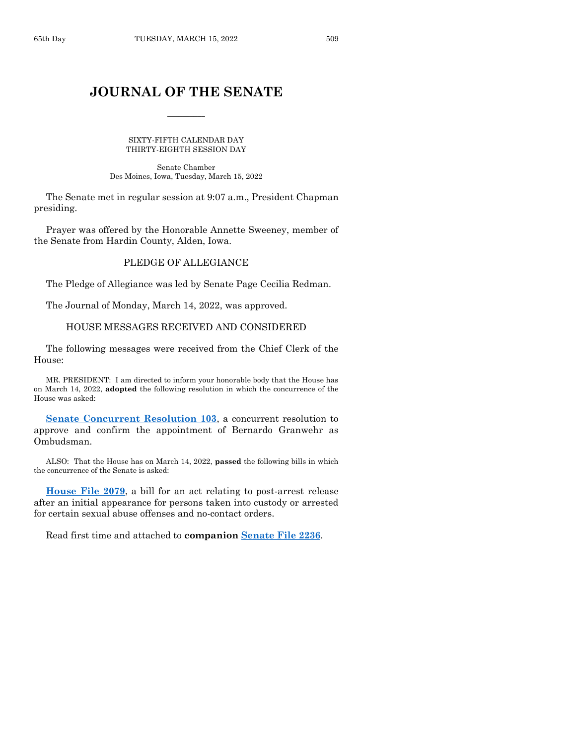# JOURNAL OF THE SENATE

SIXTY-FIFTH CALENDAR DAY
THIRTY-EIGHTH SESSION DAY

Senate Chamber
Des Moines, Iowa, Tuesday, March 15, 2022

The Senate met in regular session at 9:07 a.m., President Chapman presiding.

Prayer was offered by the Honorable Annette Sweeney, member of the Senate from Hardin County, Alden, Iowa.

## PLEDGE OF ALLEGIANCE

The Pledge of Allegiance was led by Senate Page Cecilia Redman.

The Journal of Monday, March 14, 2022, was approved.

## HOUSE MESSAGES RECEIVED AND CONSIDERED

The following messages were received from the Chief Clerk of the House:

MR. PRESIDENT: I am directed to inform your honorable body that the House has on March 14, 2022, **adopted** the following resolution in which the concurrence of the House was asked:

**Senate Concurrent Resolution 103**, a concurrent resolution to approve and confirm the appointment of Bernardo Granwehr as Ombudsman.

ALSO: That the House has on March 14, 2022, **passed** the following bills in which the concurrence of the Senate is asked:

**House File 2079**, a bill for an act relating to post-arrest release after an initial appearance for persons taken into custody or arrested for certain sexual abuse offenses and no-contact orders.

Read first time and attached to **companion Senate File 2236**.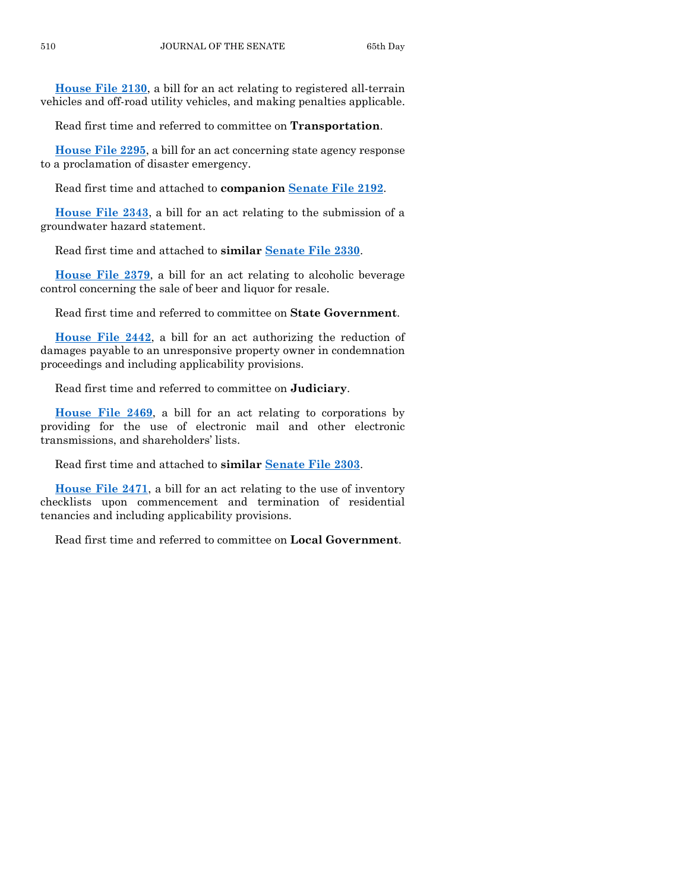**House File 2130**, a bill for an act relating to registered all-terrain vehicles and off-road utility vehicles, and making penalties applicable.

Read first time and referred to committee on **Transportation**.

**House File 2295**, a bill for an act concerning state agency response to a proclamation of disaster emergency.

Read first time and attached to **companion Senate File 2192**.

**House File 2343**, a bill for an act relating to the submission of a groundwater hazard statement.

Read first time and attached to **similar Senate File 2330**.

**House File 2379**, a bill for an act relating to alcoholic beverage control concerning the sale of beer and liquor for resale.

Read first time and referred to committee on **State Government**.

**House File 2442**, a bill for an act authorizing the reduction of damages payable to an unresponsive property owner in condemnation proceedings and including applicability provisions.

Read first time and referred to committee on **Judiciary**.

**House File 2469**, a bill for an act relating to corporations by providing for the use of electronic mail and other electronic transmissions, and shareholders' lists.

Read first time and attached to **similar Senate File 2303**.

**House File 2471**, a bill for an act relating to the use of inventory checklists upon commencement and termination of residential tenancies and including applicability provisions.

Read first time and referred to committee on **Local Government**.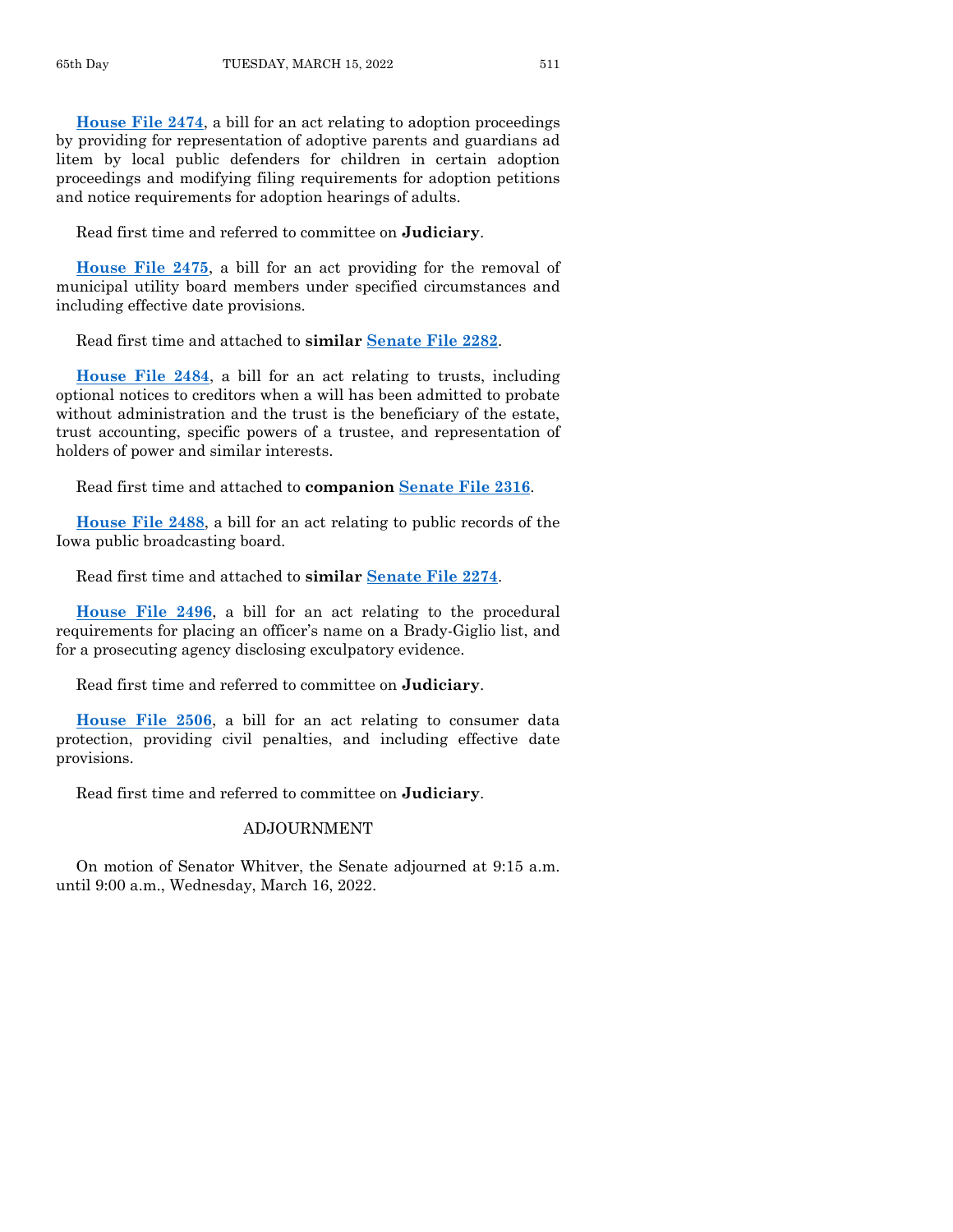**House File 2474**, a bill for an act relating to adoption proceedings by providing for representation of adoptive parents and guardians ad litem by local public defenders for children in certain adoption proceedings and modifying filing requirements for adoption petitions and notice requirements for adoption hearings of adults.

Read first time and referred to committee on **Judiciary**.

**House File 2475**, a bill for an act providing for the removal of municipal utility board members under specified circumstances and including effective date provisions.

Read first time and attached to **similar Senate File 2282**.

**House File 2484**, a bill for an act relating to trusts, including optional notices to creditors when a will has been admitted to probate without administration and the trust is the beneficiary of the estate, trust accounting, specific powers of a trustee, and representation of holders of power and similar interests.

Read first time and attached to **companion Senate File 2316**.

**House File 2488**, a bill for an act relating to public records of the Iowa public broadcasting board.

Read first time and attached to **similar Senate File 2274**.

**House File 2496**, a bill for an act relating to the procedural requirements for placing an officer's name on a Brady-Giglio list, and for a prosecuting agency disclosing exculpatory evidence.

Read first time and referred to committee on **Judiciary**.

**House File 2506**, a bill for an act relating to consumer data protection, providing civil penalties, and including effective date provisions.

Read first time and referred to committee on **Judiciary**.

## ADJOURNMENT

On motion of Senator Whitver, the Senate adjourned at 9:15 a.m. until 9:00 a.m., Wednesday, March 16, 2022.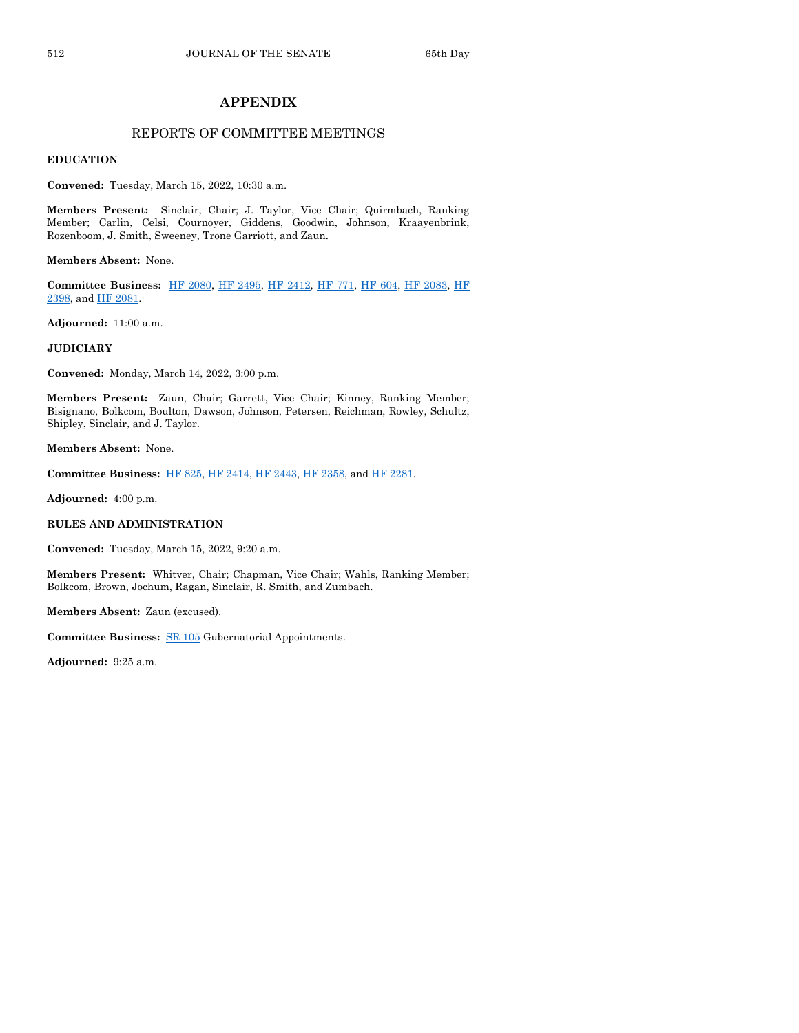# APPENDIX

## REPORTS OF COMMITTEE MEETINGS

**EDUCATION**

**Convened:** Tuesday, March 15, 2022, 10:30 a.m.

**Members Present:** Sinclair, Chair; J. Taylor, Vice Chair; Quirmbach, Ranking Member; Carlin, Celsi, Cournoyer, Giddens, Goodwin, Johnson, Kraayenbrink, Rozenboom, J. Smith, Sweeney, Trone Garriott, and Zaun.

**Members Absent:** None.

**Committee Business:** HF 2080, HF 2495, HF 2412, HF 771, HF 604, HF 2083, HF 2398, and HF 2081.

**Adjourned:** 11:00 a.m.

**JUDICIARY**

**Convened:** Monday, March 14, 2022, 3:00 p.m.

**Members Present:** Zaun, Chair; Garrett, Vice Chair; Kinney, Ranking Member; Bisignano, Bolkcom, Boulton, Dawson, Johnson, Petersen, Reichman, Rowley, Schultz, Shipley, Sinclair, and J. Taylor.

**Members Absent:** None.

**Committee Business:** HF 825, HF 2414, HF 2443, HF 2358, and HF 2281.

**Adjourned:** 4:00 p.m.

**RULES AND ADMINISTRATION**

**Convened:** Tuesday, March 15, 2022, 9:20 a.m.

**Members Present:** Whitver, Chair; Chapman, Vice Chair; Wahls, Ranking Member; Bolkcom, Brown, Jochum, Ragan, Sinclair, R. Smith, and Zumbach.

**Members Absent:** Zaun (excused).

**Committee Business:** SR 105 Gubernatorial Appointments.

**Adjourned:** 9:25 a.m.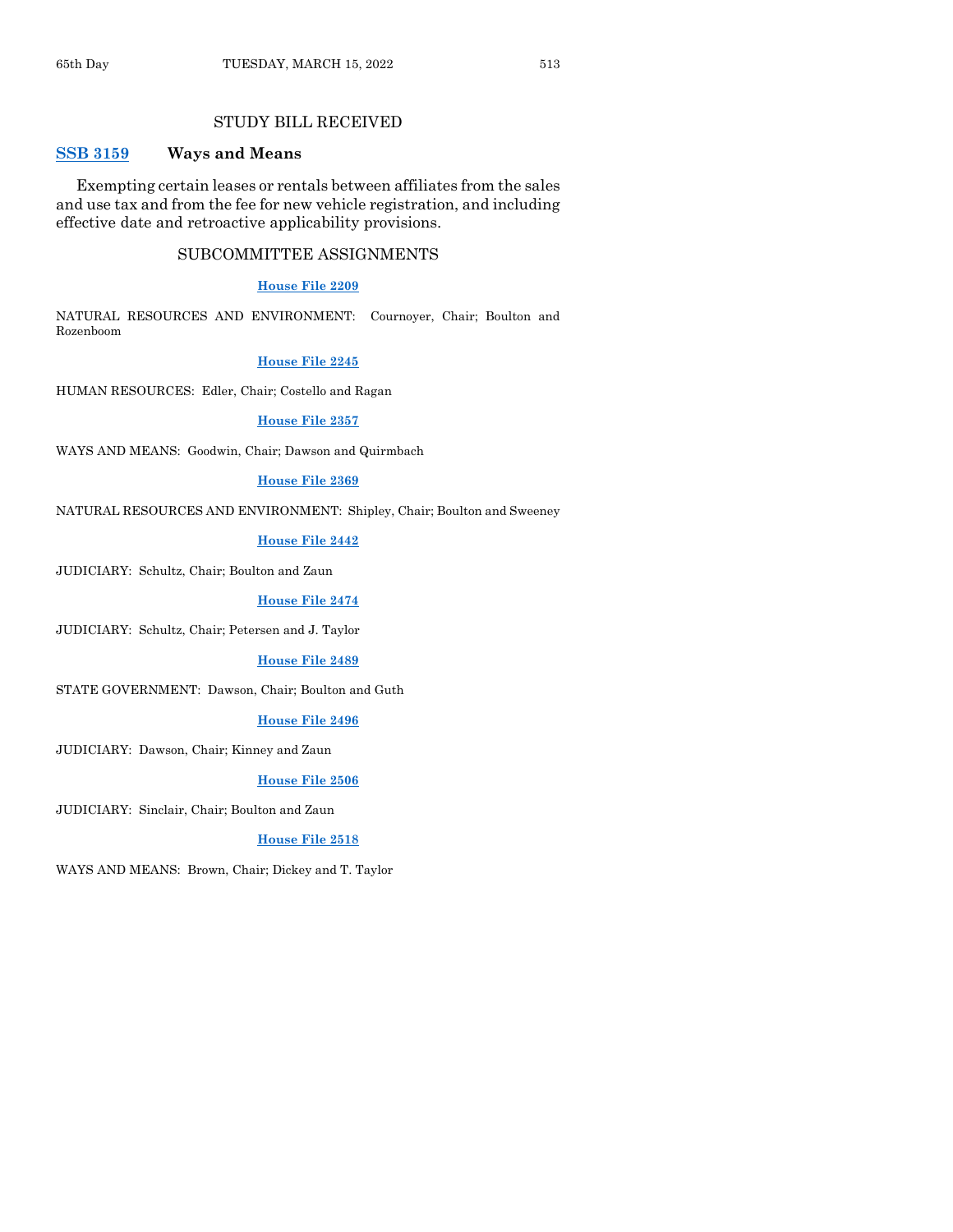## STUDY BILL RECEIVED

**SSB 3159** **Ways and Means**

Exempting certain leases or rentals between affiliates from the sales and use tax and from the fee for new vehicle registration, and including effective date and retroactive applicability provisions.

## SUBCOMMITTEE ASSIGNMENTS

**House File 2209**

NATURAL RESOURCES AND ENVIRONMENT: Cournoyer, Chair; Boulton and Rozenboom

**House File 2245**

HUMAN RESOURCES: Edler, Chair; Costello and Ragan

**House File 2357**

WAYS AND MEANS: Goodwin, Chair; Dawson and Quirmbach

**House File 2369**

NATURAL RESOURCES AND ENVIRONMENT: Shipley, Chair; Boulton and Sweeney

**House File 2442**

JUDICIARY: Schultz, Chair; Boulton and Zaun

**House File 2474**

JUDICIARY: Schultz, Chair; Petersen and J. Taylor

**House File 2489**

STATE GOVERNMENT: Dawson, Chair; Boulton and Guth

**House File 2496**

JUDICIARY: Dawson, Chair; Kinney and Zaun

**House File 2506**

JUDICIARY: Sinclair, Chair; Boulton and Zaun

**House File 2518**

WAYS AND MEANS: Brown, Chair; Dickey and T. Taylor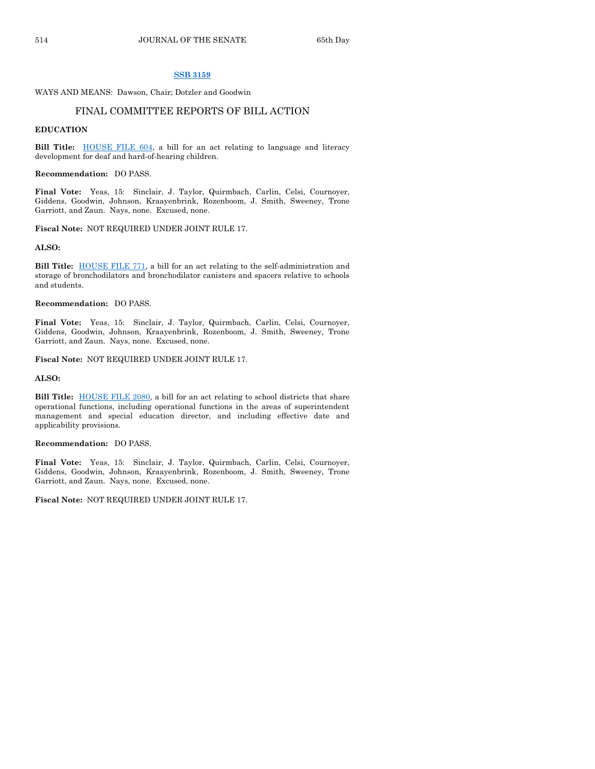**SSB 3159**

WAYS AND MEANS: Dawson, Chair; Dotzler and Goodwin

## FINAL COMMITTEE REPORTS OF BILL ACTION

**EDUCATION**

**Bill Title:** HOUSE FILE 604, a bill for an act relating to language and literacy development for deaf and hard-of-hearing children.

**Recommendation:** DO PASS.

**Final Vote:** Yeas, 15: Sinclair, J. Taylor, Quirmbach, Carlin, Celsi, Cournoyer, Giddens, Goodwin, Johnson, Kraayenbrink, Rozenboom, J. Smith, Sweeney, Trone Garriott, and Zaun. Nays, none. Excused, none.

**Fiscal Note:** NOT REQUIRED UNDER JOINT RULE 17.

**ALSO:**

**Bill Title:** HOUSE FILE 771, a bill for an act relating to the self-administration and storage of bronchodilators and bronchodilator canisters and spacers relative to schools and students.

**Recommendation:** DO PASS.

**Final Vote:** Yeas, 15: Sinclair, J. Taylor, Quirmbach, Carlin, Celsi, Cournoyer, Giddens, Goodwin, Johnson, Kraayenbrink, Rozenboom, J. Smith, Sweeney, Trone Garriott, and Zaun. Nays, none. Excused, none.

**Fiscal Note:** NOT REQUIRED UNDER JOINT RULE 17.

**ALSO:**

**Bill Title:** HOUSE FILE 2080, a bill for an act relating to school districts that share operational functions, including operational functions in the areas of superintendent management and special education director, and including effective date and applicability provisions.

**Recommendation:** DO PASS.

**Final Vote:** Yeas, 15: Sinclair, J. Taylor, Quirmbach, Carlin, Celsi, Cournoyer, Giddens, Goodwin, Johnson, Kraayenbrink, Rozenboom, J. Smith, Sweeney, Trone Garriott, and Zaun. Nays, none. Excused, none.

**Fiscal Note:** NOT REQUIRED UNDER JOINT RULE 17.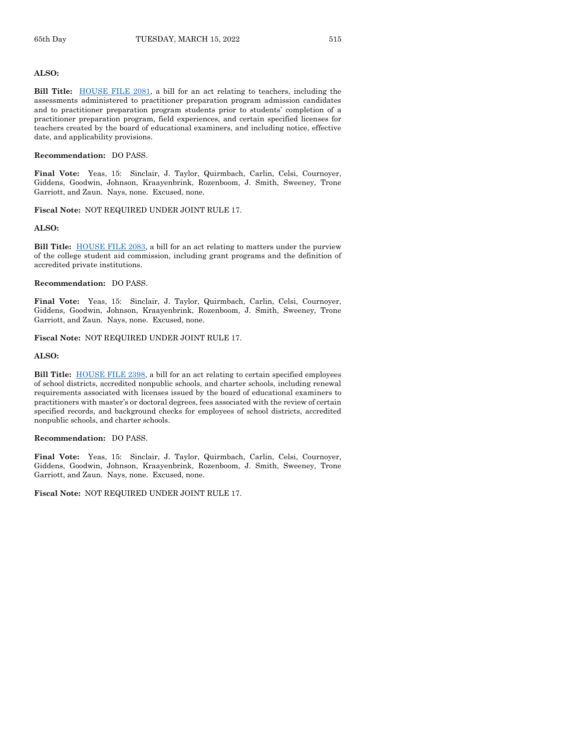**ALSO:**

**Bill Title:** HOUSE FILE 2081, a bill for an act relating to teachers, including the assessments administered to practitioner preparation program admission candidates and to practitioner preparation program students prior to students' completion of a practitioner preparation program, field experiences, and certain specified licenses for teachers created by the board of educational examiners, and including notice, effective date, and applicability provisions.

**Recommendation:** DO PASS.

**Final Vote:** Yeas, 15: Sinclair, J. Taylor, Quirmbach, Carlin, Celsi, Cournoyer, Giddens, Goodwin, Johnson, Kraayenbrink, Rozenboom, J. Smith, Sweeney, Trone Garriott, and Zaun. Nays, none. Excused, none.

**Fiscal Note:** NOT REQUIRED UNDER JOINT RULE 17.

**ALSO:**

**Bill Title:** HOUSE FILE 2083, a bill for an act relating to matters under the purview of the college student aid commission, including grant programs and the definition of accredited private institutions.

**Recommendation:** DO PASS.

**Final Vote:** Yeas, 15: Sinclair, J. Taylor, Quirmbach, Carlin, Celsi, Cournoyer, Giddens, Goodwin, Johnson, Kraayenbrink, Rozenboom, J. Smith, Sweeney, Trone Garriott, and Zaun. Nays, none. Excused, none.

**Fiscal Note:** NOT REQUIRED UNDER JOINT RULE 17.

**ALSO:**

**Bill Title:** HOUSE FILE 2398, a bill for an act relating to certain specified employees of school districts, accredited nonpublic schools, and charter schools, including renewal requirements associated with licenses issued by the board of educational examiners to practitioners with master's or doctoral degrees, fees associated with the review of certain specified records, and background checks for employees of school districts, accredited nonpublic schools, and charter schools.

**Recommendation:** DO PASS.

**Final Vote:** Yeas, 15: Sinclair, J. Taylor, Quirmbach, Carlin, Celsi, Cournoyer, Giddens, Goodwin, Johnson, Kraayenbrink, Rozenboom, J. Smith, Sweeney, Trone Garriott, and Zaun. Nays, none. Excused, none.

**Fiscal Note:** NOT REQUIRED UNDER JOINT RULE 17.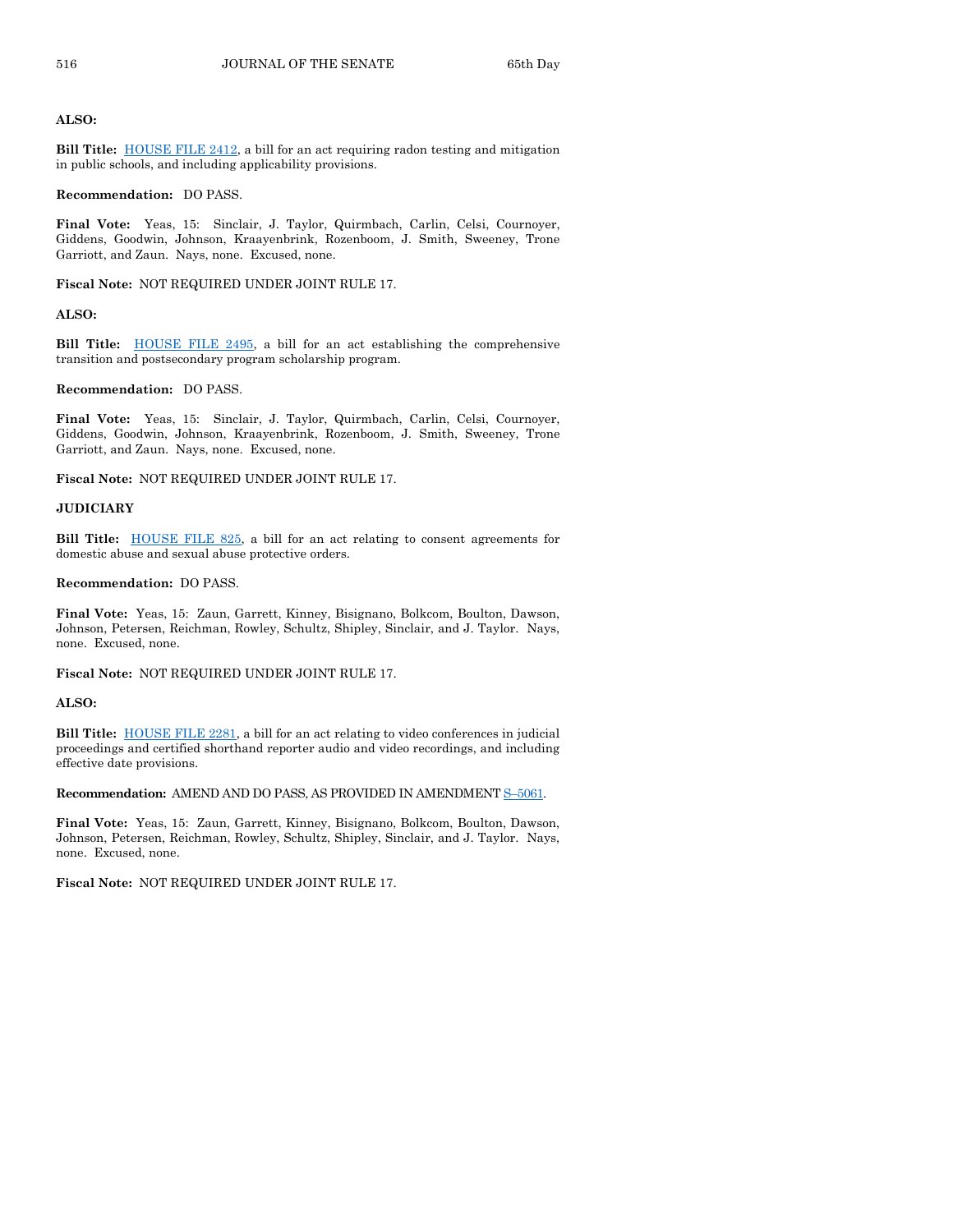**ALSO:**

**Bill Title:** HOUSE FILE 2412, a bill for an act requiring radon testing and mitigation in public schools, and including applicability provisions.

**Recommendation:** DO PASS.

**Final Vote:** Yeas, 15: Sinclair, J. Taylor, Quirmbach, Carlin, Celsi, Cournoyer, Giddens, Goodwin, Johnson, Kraayenbrink, Rozenboom, J. Smith, Sweeney, Trone Garriott, and Zaun. Nays, none. Excused, none.

**Fiscal Note:** NOT REQUIRED UNDER JOINT RULE 17.

**ALSO:**

**Bill Title:** HOUSE FILE 2495, a bill for an act establishing the comprehensive transition and postsecondary program scholarship program.

**Recommendation:** DO PASS.

**Final Vote:** Yeas, 15: Sinclair, J. Taylor, Quirmbach, Carlin, Celsi, Cournoyer, Giddens, Goodwin, Johnson, Kraayenbrink, Rozenboom, J. Smith, Sweeney, Trone Garriott, and Zaun. Nays, none. Excused, none.

**Fiscal Note:** NOT REQUIRED UNDER JOINT RULE 17.

**JUDICIARY**

**Bill Title:** HOUSE FILE 825, a bill for an act relating to consent agreements for domestic abuse and sexual abuse protective orders.

**Recommendation:** DO PASS.

**Final Vote:** Yeas, 15: Zaun, Garrett, Kinney, Bisignano, Bolkcom, Boulton, Dawson, Johnson, Petersen, Reichman, Rowley, Schultz, Shipley, Sinclair, and J. Taylor. Nays, none. Excused, none.

**Fiscal Note:** NOT REQUIRED UNDER JOINT RULE 17.

**ALSO:**

**Bill Title:** HOUSE FILE 2281, a bill for an act relating to video conferences in judicial proceedings and certified shorthand reporter audio and video recordings, and including effective date provisions.

**Recommendation:** AMEND AND DO PASS, AS PROVIDED IN AMENDMENT S–5061.

**Final Vote:** Yeas, 15: Zaun, Garrett, Kinney, Bisignano, Bolkcom, Boulton, Dawson, Johnson, Petersen, Reichman, Rowley, Schultz, Shipley, Sinclair, and J. Taylor. Nays, none. Excused, none.

**Fiscal Note:** NOT REQUIRED UNDER JOINT RULE 17.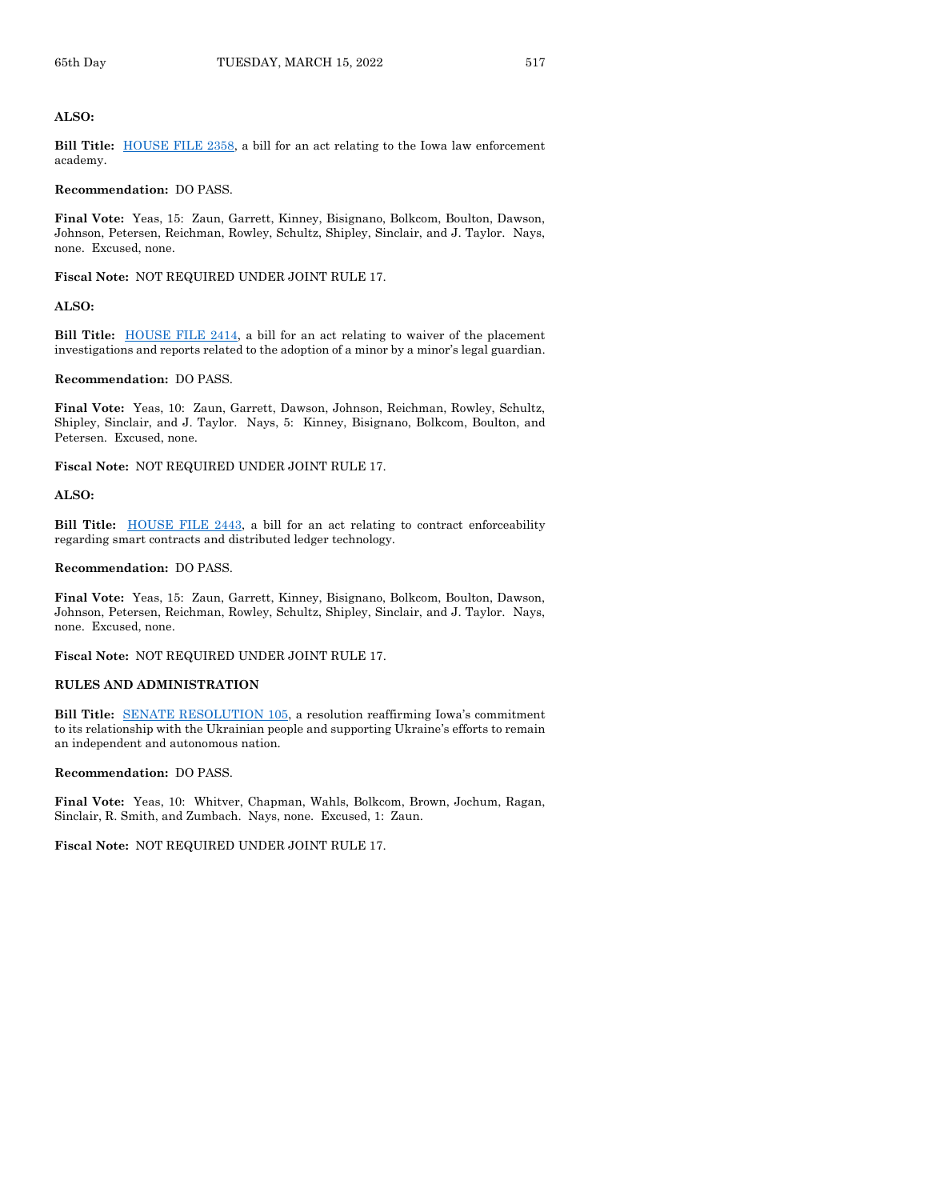**ALSO:**

**Bill Title:** HOUSE FILE 2358, a bill for an act relating to the Iowa law enforcement academy.

**Recommendation:** DO PASS.

**Final Vote:** Yeas, 15: Zaun, Garrett, Kinney, Bisignano, Bolkcom, Boulton, Dawson, Johnson, Petersen, Reichman, Rowley, Schultz, Shipley, Sinclair, and J. Taylor. Nays, none. Excused, none.

**Fiscal Note:** NOT REQUIRED UNDER JOINT RULE 17.

**ALSO:**

**Bill Title:** HOUSE FILE 2414, a bill for an act relating to waiver of the placement investigations and reports related to the adoption of a minor by a minor's legal guardian.

**Recommendation:** DO PASS.

**Final Vote:** Yeas, 10: Zaun, Garrett, Dawson, Johnson, Reichman, Rowley, Schultz, Shipley, Sinclair, and J. Taylor. Nays, 5: Kinney, Bisignano, Bolkcom, Boulton, and Petersen. Excused, none.

**Fiscal Note:** NOT REQUIRED UNDER JOINT RULE 17.

**ALSO:**

**Bill Title:** HOUSE FILE 2443, a bill for an act relating to contract enforceability regarding smart contracts and distributed ledger technology.

**Recommendation:** DO PASS.

**Final Vote:** Yeas, 15: Zaun, Garrett, Kinney, Bisignano, Bolkcom, Boulton, Dawson, Johnson, Petersen, Reichman, Rowley, Schultz, Shipley, Sinclair, and J. Taylor. Nays, none. Excused, none.

**Fiscal Note:** NOT REQUIRED UNDER JOINT RULE 17.

**RULES AND ADMINISTRATION**

**Bill Title:** SENATE RESOLUTION 105, a resolution reaffirming Iowa's commitment to its relationship with the Ukrainian people and supporting Ukraine's efforts to remain an independent and autonomous nation.

**Recommendation:** DO PASS.

**Final Vote:** Yeas, 10: Whitver, Chapman, Wahls, Bolkcom, Brown, Jochum, Ragan, Sinclair, R. Smith, and Zumbach. Nays, none. Excused, 1: Zaun.

**Fiscal Note:** NOT REQUIRED UNDER JOINT RULE 17.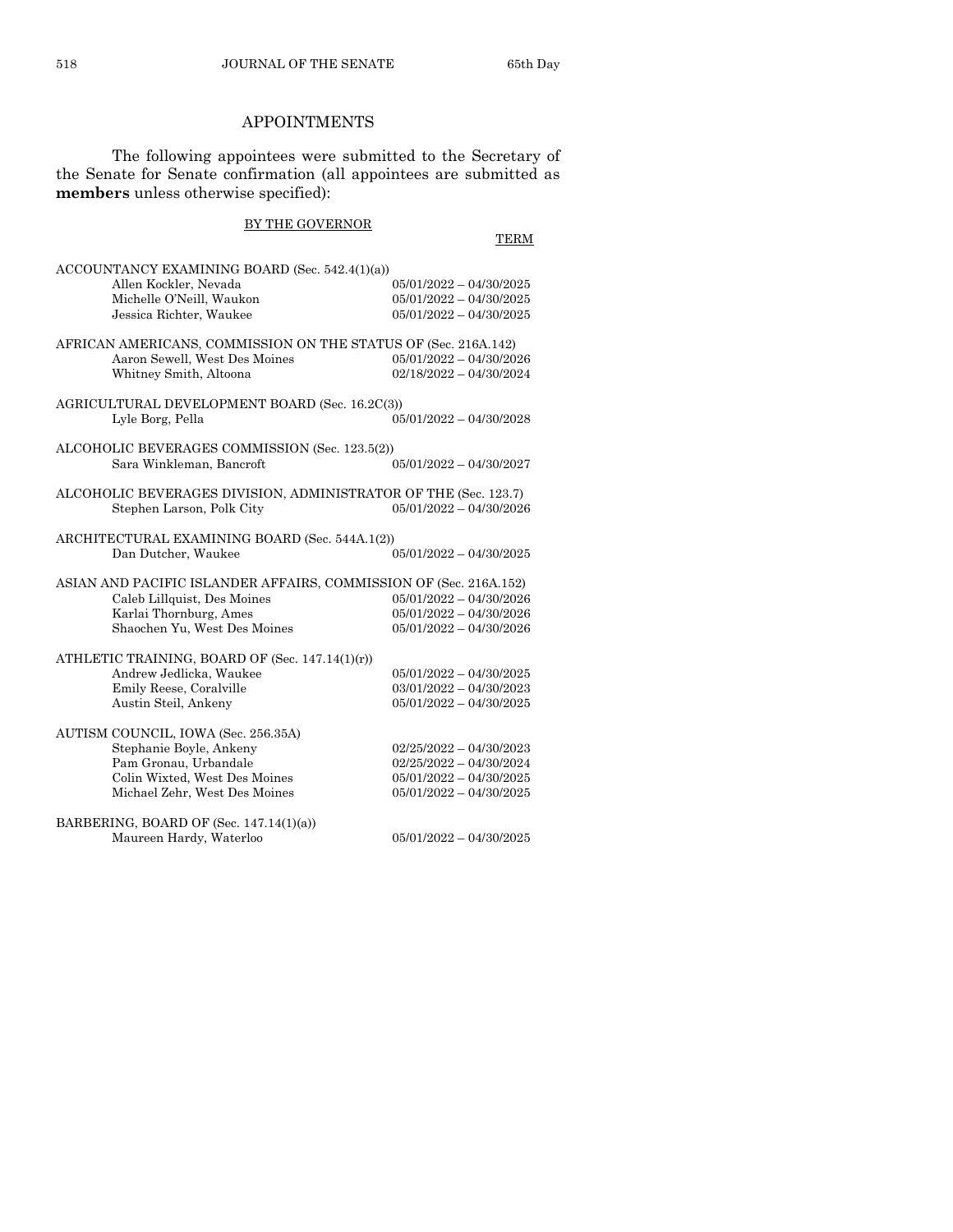## APPOINTMENTS

The following appointees were submitted to the Secretary of the Senate for Senate confirmation (all appointees are submitted as **members** unless otherwise specified):

BY THE GOVERNOR

| | TERM |
|---|---|
| ACCOUNTANCY EXAMINING BOARD (Sec. 542.4(1)(a)) | |
| Allen Kockler, Nevada | 05/01/2022 – 04/30/2025 |
| Michelle O'Neill, Waukon | 05/01/2022 – 04/30/2025 |
| Jessica Richter, Waukee | 05/01/2022 – 04/30/2025 |
| AFRICAN AMERICANS, COMMISSION ON THE STATUS OF (Sec. 216A.142) | |
| Aaron Sewell, West Des Moines | 05/01/2022 – 04/30/2026 |
| Whitney Smith, Altoona | 02/18/2022 – 04/30/2024 |
| AGRICULTURAL DEVELOPMENT BOARD (Sec. 16.2C(3)) | |
| Lyle Borg, Pella | 05/01/2022 – 04/30/2028 |
| ALCOHOLIC BEVERAGES COMMISSION (Sec. 123.5(2)) | |
| Sara Winkleman, Bancroft | 05/01/2022 – 04/30/2027 |
| ALCOHOLIC BEVERAGES DIVISION, ADMINISTRATOR OF THE (Sec. 123.7) | |
| Stephen Larson, Polk City | 05/01/2022 – 04/30/2026 |
| ARCHITECTURAL EXAMINING BOARD (Sec. 544A.1(2)) | |
| Dan Dutcher, Waukee | 05/01/2022 – 04/30/2025 |
| ASIAN AND PACIFIC ISLANDER AFFAIRS, COMMISSION OF (Sec. 216A.152) | |
| Caleb Lillquist, Des Moines | 05/01/2022 – 04/30/2026 |
| Karlai Thornburg, Ames | 05/01/2022 – 04/30/2026 |
| Shaochen Yu, West Des Moines | 05/01/2022 – 04/30/2026 |
| ATHLETIC TRAINING, BOARD OF (Sec. 147.14(1)(r)) | |
| Andrew Jedlicka, Waukee | 05/01/2022 – 04/30/2025 |
| Emily Reese, Coralville | 03/01/2022 – 04/30/2023 |
| Austin Steil, Ankeny | 05/01/2022 – 04/30/2025 |
| AUTISM COUNCIL, IOWA (Sec. 256.35A) | |
| Stephanie Boyle, Ankeny | 02/25/2022 – 04/30/2023 |
| Pam Gronau, Urbandale | 02/25/2022 – 04/30/2024 |
| Colin Wixted, West Des Moines | 05/01/2022 – 04/30/2025 |
| Michael Zehr, West Des Moines | 05/01/2022 – 04/30/2025 |
| BARBERING, BOARD OF (Sec. 147.14(1)(a)) | |
| Maureen Hardy, Waterloo | 05/01/2022 – 04/30/2025 |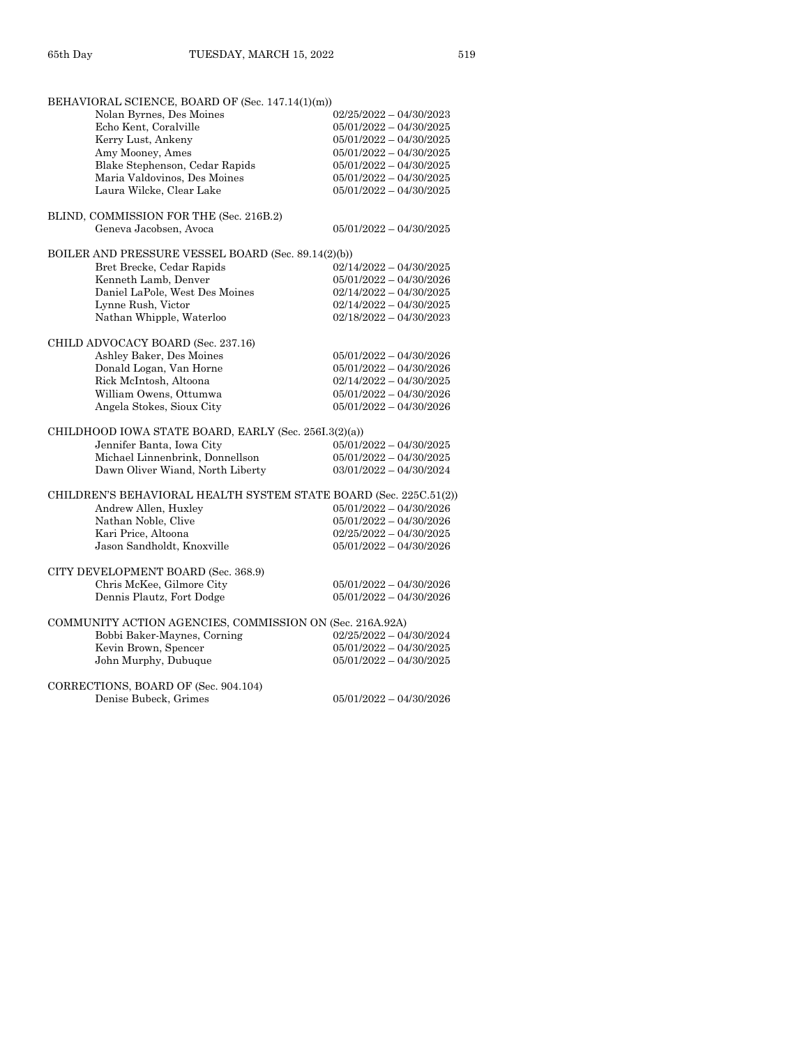BEHAVIORAL SCIENCE, BOARD OF (Sec. 147.14(1)(m))

| | |
|---|---|
| Nolan Byrnes, Des Moines | 02/25/2022 – 04/30/2023 |
| Echo Kent, Coralville | 05/01/2022 – 04/30/2025 |
| Kerry Lust, Ankeny | 05/01/2022 – 04/30/2025 |
| Amy Mooney, Ames | 05/01/2022 – 04/30/2025 |
| Blake Stephenson, Cedar Rapids | 05/01/2022 – 04/30/2025 |
| Maria Valdovinos, Des Moines | 05/01/2022 – 04/30/2025 |
| Laura Wilcke, Clear Lake | 05/01/2022 – 04/30/2025 |

BLIND, COMMISSION FOR THE (Sec. 216B.2)

| | |
|---|---|
| Geneva Jacobsen, Avoca | 05/01/2022 – 04/30/2025 |

BOILER AND PRESSURE VESSEL BOARD (Sec. 89.14(2)(b))

| | |
|---|---|
| Bret Brecke, Cedar Rapids | 02/14/2022 – 04/30/2025 |
| Kenneth Lamb, Denver | 05/01/2022 – 04/30/2026 |
| Daniel LaPole, West Des Moines | 02/14/2022 – 04/30/2025 |
| Lynne Rush, Victor | 02/14/2022 – 04/30/2025 |
| Nathan Whipple, Waterloo | 02/18/2022 – 04/30/2023 |

CHILD ADVOCACY BOARD (Sec. 237.16)

| | |
|---|---|
| Ashley Baker, Des Moines | 05/01/2022 – 04/30/2026 |
| Donald Logan, Van Horne | 05/01/2022 – 04/30/2026 |
| Rick McIntosh, Altoona | 02/14/2022 – 04/30/2025 |
| William Owens, Ottumwa | 05/01/2022 – 04/30/2026 |
| Angela Stokes, Sioux City | 05/01/2022 – 04/30/2026 |

CHILDHOOD IOWA STATE BOARD, EARLY (Sec. 256I.3(2)(a))

| | |
|---|---|
| Jennifer Banta, Iowa City | 05/01/2022 – 04/30/2025 |
| Michael Linnenbrink, Donnellson | 05/01/2022 – 04/30/2025 |
| Dawn Oliver Wiand, North Liberty | 03/01/2022 – 04/30/2024 |

CHILDREN'S BEHAVIORAL HEALTH SYSTEM STATE BOARD (Sec. 225C.51(2))

| | |
|---|---|
| Andrew Allen, Huxley | 05/01/2022 – 04/30/2026 |
| Nathan Noble, Clive | 05/01/2022 – 04/30/2026 |
| Kari Price, Altoona | 02/25/2022 – 04/30/2025 |
| Jason Sandholdt, Knoxville | 05/01/2022 – 04/30/2026 |

CITY DEVELOPMENT BOARD (Sec. 368.9)

| | |
|---|---|
| Chris McKee, Gilmore City | 05/01/2022 – 04/30/2026 |
| Dennis Plautz, Fort Dodge | 05/01/2022 – 04/30/2026 |

COMMUNITY ACTION AGENCIES, COMMISSION ON (Sec. 216A.92A)

| | |
|---|---|
| Bobbi Baker-Maynes, Corning | 02/25/2022 – 04/30/2024 |
| Kevin Brown, Spencer | 05/01/2022 – 04/30/2025 |
| John Murphy, Dubuque | 05/01/2022 – 04/30/2025 |

CORRECTIONS, BOARD OF (Sec. 904.104)

| | |
|---|---|
| Denise Bubeck, Grimes | 05/01/2022 – 04/30/2026 |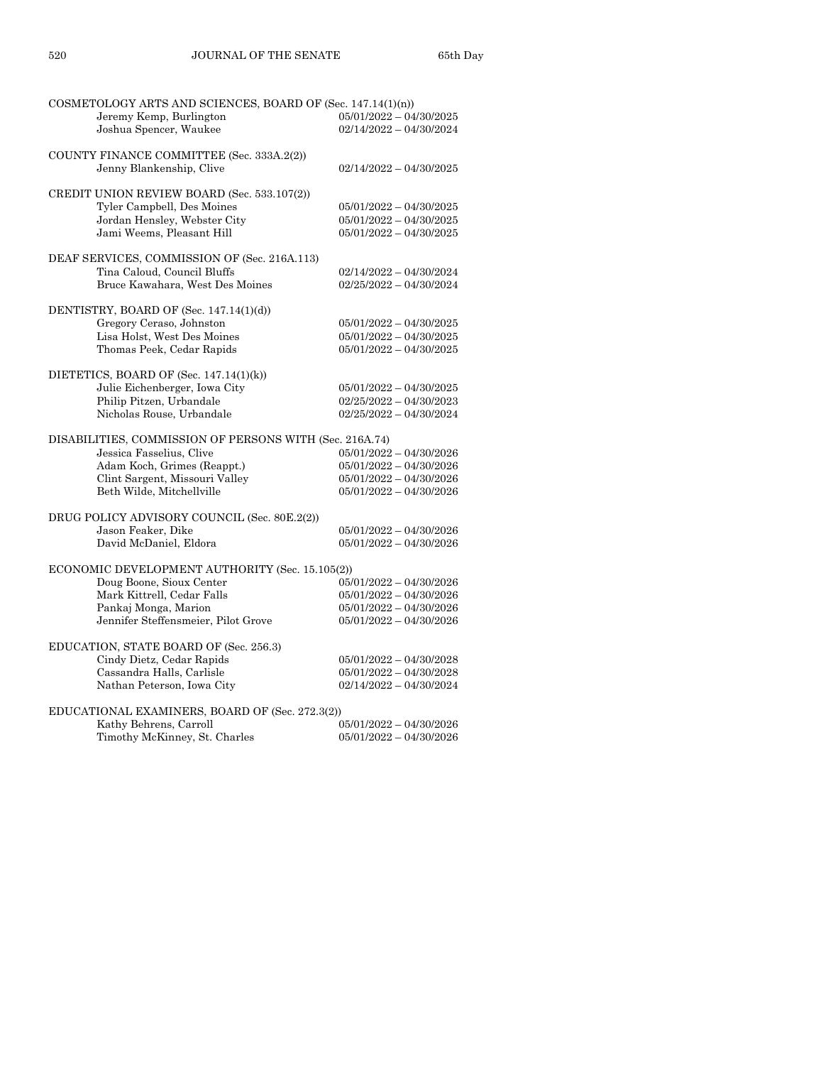COSMETOLOGY ARTS AND SCIENCES, BOARD OF (Sec. 147.14(1)(n))

| | |
|---|---|
| Jeremy Kemp, Burlington | 05/01/2022 – 04/30/2025 |
| Joshua Spencer, Waukee | 02/14/2022 – 04/30/2024 |

COUNTY FINANCE COMMITTEE (Sec. 333A.2(2))

| | |
|---|---|
| Jenny Blankenship, Clive | 02/14/2022 – 04/30/2025 |

CREDIT UNION REVIEW BOARD (Sec. 533.107(2))

| | |
|---|---|
| Tyler Campbell, Des Moines | 05/01/2022 – 04/30/2025 |
| Jordan Hensley, Webster City | 05/01/2022 – 04/30/2025 |
| Jami Weems, Pleasant Hill | 05/01/2022 – 04/30/2025 |

DEAF SERVICES, COMMISSION OF (Sec. 216A.113)

| | |
|---|---|
| Tina Caloud, Council Bluffs | 02/14/2022 – 04/30/2024 |
| Bruce Kawahara, West Des Moines | 02/25/2022 – 04/30/2024 |

DENTISTRY, BOARD OF (Sec. 147.14(1)(d))

| | |
|---|---|
| Gregory Ceraso, Johnston | 05/01/2022 – 04/30/2025 |
| Lisa Holst, West Des Moines | 05/01/2022 – 04/30/2025 |
| Thomas Peek, Cedar Rapids | 05/01/2022 – 04/30/2025 |

DIETETICS, BOARD OF (Sec. 147.14(1)(k))

| | |
|---|---|
| Julie Eichenberger, Iowa City | 05/01/2022 – 04/30/2025 |
| Philip Pitzen, Urbandale | 02/25/2022 – 04/30/2023 |
| Nicholas Rouse, Urbandale | 02/25/2022 – 04/30/2024 |

DISABILITIES, COMMISSION OF PERSONS WITH (Sec. 216A.74)

| | |
|---|---|
| Jessica Fasselius, Clive | 05/01/2022 – 04/30/2026 |
| Adam Koch, Grimes (Reappt.) | 05/01/2022 – 04/30/2026 |
| Clint Sargent, Missouri Valley | 05/01/2022 – 04/30/2026 |
| Beth Wilde, Mitchellville | 05/01/2022 – 04/30/2026 |

DRUG POLICY ADVISORY COUNCIL (Sec. 80E.2(2))

| | |
|---|---|
| Jason Feaker, Dike | 05/01/2022 – 04/30/2026 |
| David McDaniel, Eldora | 05/01/2022 – 04/30/2026 |

ECONOMIC DEVELOPMENT AUTHORITY (Sec. 15.105(2))

| | |
|---|---|
| Doug Boone, Sioux Center | 05/01/2022 – 04/30/2026 |
| Mark Kittrell, Cedar Falls | 05/01/2022 – 04/30/2026 |
| Pankaj Monga, Marion | 05/01/2022 – 04/30/2026 |
| Jennifer Steffensmeier, Pilot Grove | 05/01/2022 – 04/30/2026 |

EDUCATION, STATE BOARD OF (Sec. 256.3)

| | |
|---|---|
| Cindy Dietz, Cedar Rapids | 05/01/2022 – 04/30/2028 |
| Cassandra Halls, Carlisle | 05/01/2022 – 04/30/2028 |
| Nathan Peterson, Iowa City | 02/14/2022 – 04/30/2024 |

EDUCATIONAL EXAMINERS, BOARD OF (Sec. 272.3(2))

| | |
|---|---|
| Kathy Behrens, Carroll | 05/01/2022 – 04/30/2026 |
| Timothy McKinney, St. Charles | 05/01/2022 – 04/30/2026 |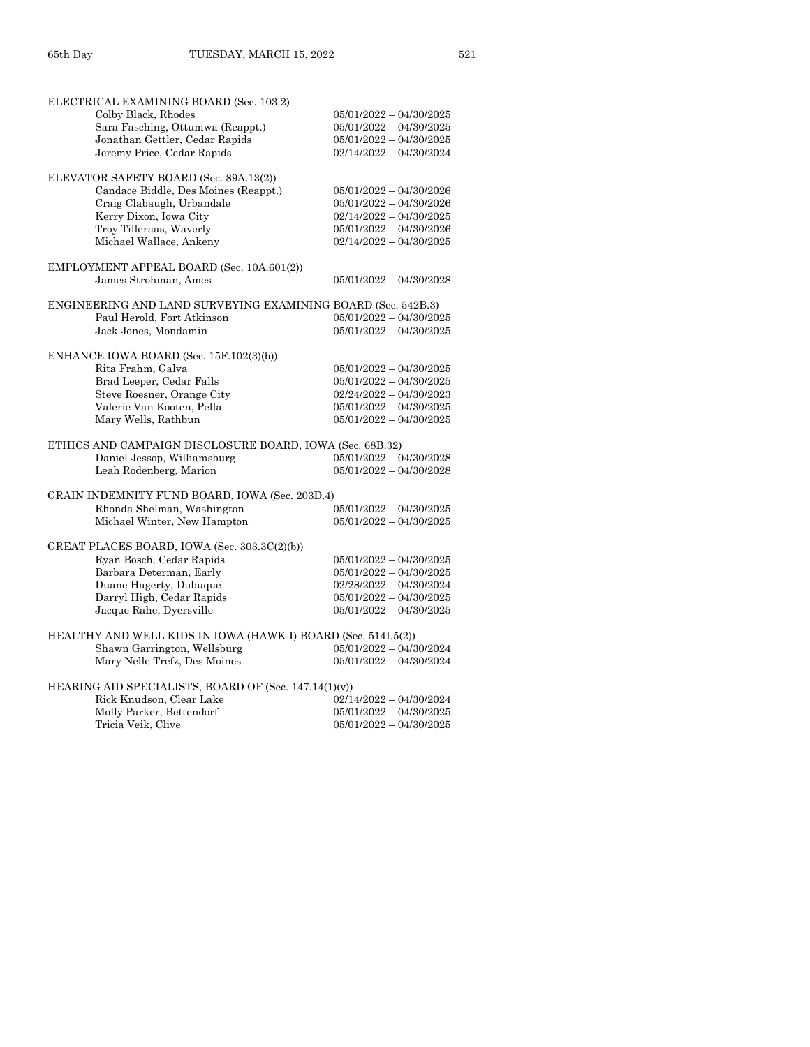ELECTRICAL EXAMINING BOARD (Sec. 103.2)

| | |
|---|---|
| Colby Black, Rhodes | 05/01/2022 – 04/30/2025 |
| Sara Fasching, Ottumwa (Reappt.) | 05/01/2022 – 04/30/2025 |
| Jonathan Gettler, Cedar Rapids | 05/01/2022 – 04/30/2025 |
| Jeremy Price, Cedar Rapids | 02/14/2022 – 04/30/2024 |

ELEVATOR SAFETY BOARD (Sec. 89A.13(2))

| | |
|---|---|
| Candace Biddle, Des Moines (Reappt.) | 05/01/2022 – 04/30/2026 |
| Craig Clabaugh, Urbandale | 05/01/2022 – 04/30/2026 |
| Kerry Dixon, Iowa City | 02/14/2022 – 04/30/2025 |
| Troy Tilleraas, Waverly | 05/01/2022 – 04/30/2026 |
| Michael Wallace, Ankeny | 02/14/2022 – 04/30/2025 |

EMPLOYMENT APPEAL BOARD (Sec. 10A.601(2))

| | |
|---|---|
| James Strohman, Ames | 05/01/2022 – 04/30/2028 |

ENGINEERING AND LAND SURVEYING EXAMINING BOARD (Sec. 542B.3)

| | |
|---|---|
| Paul Herold, Fort Atkinson | 05/01/2022 – 04/30/2025 |
| Jack Jones, Mondamin | 05/01/2022 – 04/30/2025 |

ENHANCE IOWA BOARD (Sec. 15F.102(3)(b))

| | |
|---|---|
| Rita Frahm, Galva | 05/01/2022 – 04/30/2025 |
| Brad Leeper, Cedar Falls | 05/01/2022 – 04/30/2025 |
| Steve Roesner, Orange City | 02/24/2022 – 04/30/2023 |
| Valerie Van Kooten, Pella | 05/01/2022 – 04/30/2025 |
| Mary Wells, Rathbun | 05/01/2022 – 04/30/2025 |

ETHICS AND CAMPAIGN DISCLOSURE BOARD, IOWA (Sec. 68B.32)

| | |
|---|---|
| Daniel Jessop, Williamsburg | 05/01/2022 – 04/30/2028 |
| Leah Rodenberg, Marion | 05/01/2022 – 04/30/2028 |

GRAIN INDEMNITY FUND BOARD, IOWA (Sec. 203D.4)

| | |
|---|---|
| Rhonda Shelman, Washington | 05/01/2022 – 04/30/2025 |
| Michael Winter, New Hampton | 05/01/2022 – 04/30/2025 |

GREAT PLACES BOARD, IOWA (Sec. 303.3C(2)(b))

| | |
|---|---|
| Ryan Bosch, Cedar Rapids | 05/01/2022 – 04/30/2025 |
| Barbara Determan, Early | 05/01/2022 – 04/30/2025 |
| Duane Hagerty, Dubuque | 02/28/2022 – 04/30/2024 |
| Darryl High, Cedar Rapids | 05/01/2022 – 04/30/2025 |
| Jacque Rahe, Dyersville | 05/01/2022 – 04/30/2025 |

HEALTHY AND WELL KIDS IN IOWA (HAWK-I) BOARD (Sec. 514I.5(2))

| | |
|---|---|
| Shawn Garrington, Wellsburg | 05/01/2022 – 04/30/2024 |
| Mary Nelle Trefz, Des Moines | 05/01/2022 – 04/30/2024 |

HEARING AID SPECIALISTS, BOARD OF (Sec. 147.14(1)(v))

| | |
|---|---|
| Rick Knudson, Clear Lake | 02/14/2022 – 04/30/2024 |
| Molly Parker, Bettendorf | 05/01/2022 – 04/30/2025 |
| Tricia Veik, Clive | 05/01/2022 – 04/30/2025 |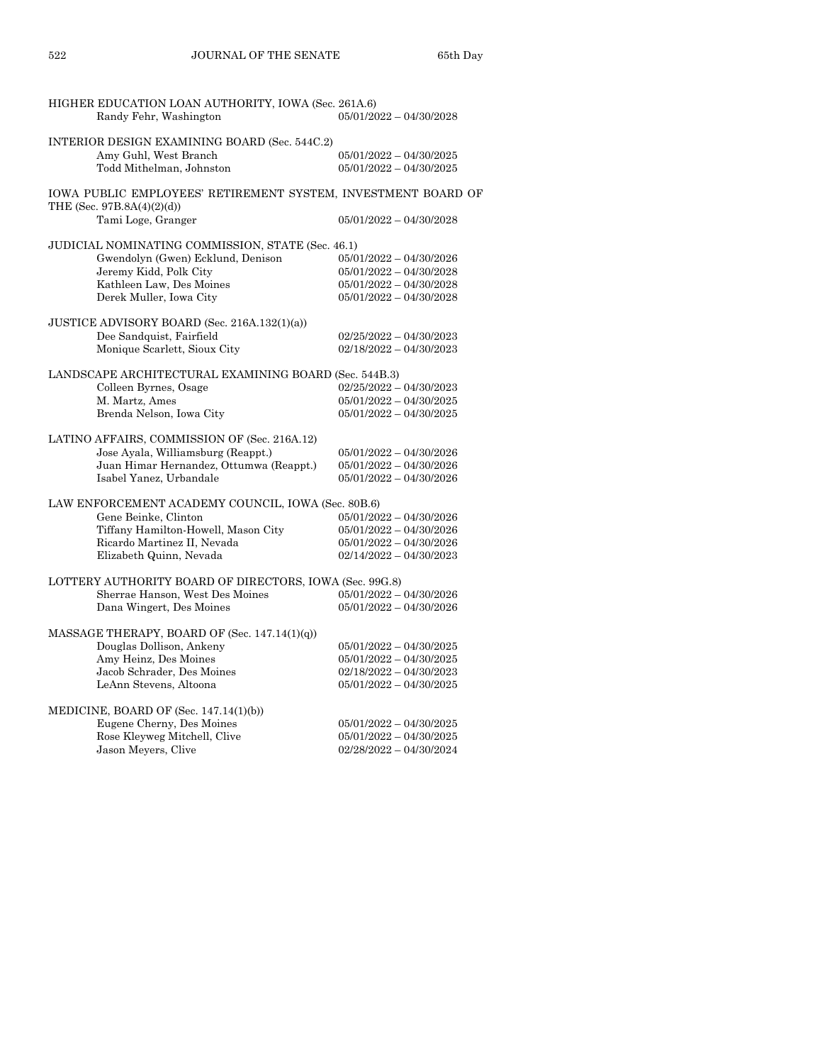HIGHER EDUCATION LOAN AUTHORITY, IOWA (Sec. 261A.6)

| | |
|---|---|
| Randy Fehr, Washington | 05/01/2022 – 04/30/2028 |

INTERIOR DESIGN EXAMINING BOARD (Sec. 544C.2)

| | |
|---|---|
| Amy Guhl, West Branch | 05/01/2022 – 04/30/2025 |
| Todd Mithelman, Johnston | 05/01/2022 – 04/30/2025 |

IOWA PUBLIC EMPLOYEES' RETIREMENT SYSTEM, INVESTMENT BOARD OF THE (Sec. 97B.8A(4)(2)(d))

| | |
|---|---|
| Tami Loge, Granger | 05/01/2022 – 04/30/2028 |

JUDICIAL NOMINATING COMMISSION, STATE (Sec. 46.1)

| | |
|---|---|
| Gwendolyn (Gwen) Ecklund, Denison | 05/01/2022 – 04/30/2026 |
| Jeremy Kidd, Polk City | 05/01/2022 – 04/30/2028 |
| Kathleen Law, Des Moines | 05/01/2022 – 04/30/2028 |
| Derek Muller, Iowa City | 05/01/2022 – 04/30/2028 |

JUSTICE ADVISORY BOARD (Sec. 216A.132(1)(a))

| | |
|---|---|
| Dee Sandquist, Fairfield | 02/25/2022 – 04/30/2023 |
| Monique Scarlett, Sioux City | 02/18/2022 – 04/30/2023 |

LANDSCAPE ARCHITECTURAL EXAMINING BOARD (Sec. 544B.3)

| | |
|---|---|
| Colleen Byrnes, Osage | 02/25/2022 – 04/30/2023 |
| M. Martz, Ames | 05/01/2022 – 04/30/2025 |
| Brenda Nelson, Iowa City | 05/01/2022 – 04/30/2025 |

LATINO AFFAIRS, COMMISSION OF (Sec. 216A.12)

| | |
|---|---|
| Jose Ayala, Williamsburg (Reappt.) | 05/01/2022 – 04/30/2026 |
| Juan Himar Hernandez, Ottumwa (Reappt.) | 05/01/2022 – 04/30/2026 |
| Isabel Yanez, Urbandale | 05/01/2022 – 04/30/2026 |

LAW ENFORCEMENT ACADEMY COUNCIL, IOWA (Sec. 80B.6)

| | |
|---|---|
| Gene Beinke, Clinton | 05/01/2022 – 04/30/2026 |
| Tiffany Hamilton-Howell, Mason City | 05/01/2022 – 04/30/2026 |
| Ricardo Martinez II, Nevada | 05/01/2022 – 04/30/2026 |
| Elizabeth Quinn, Nevada | 02/14/2022 – 04/30/2023 |

LOTTERY AUTHORITY BOARD OF DIRECTORS, IOWA (Sec. 99G.8)

| | |
|---|---|
| Sherrae Hanson, West Des Moines | 05/01/2022 – 04/30/2026 |
| Dana Wingert, Des Moines | 05/01/2022 – 04/30/2026 |

MASSAGE THERAPY, BOARD OF (Sec. 147.14(1)(q))

| | |
|---|---|
| Douglas Dollison, Ankeny | 05/01/2022 – 04/30/2025 |
| Amy Heinz, Des Moines | 05/01/2022 – 04/30/2025 |
| Jacob Schrader, Des Moines | 02/18/2022 – 04/30/2023 |
| LeAnn Stevens, Altoona | 05/01/2022 – 04/30/2025 |

MEDICINE, BOARD OF (Sec. 147.14(1)(b))

| | |
|---|---|
| Eugene Cherny, Des Moines | 05/01/2022 – 04/30/2025 |
| Rose Kleyweg Mitchell, Clive | 05/01/2022 – 04/30/2025 |
| Jason Meyers, Clive | 02/28/2022 – 04/30/2024 |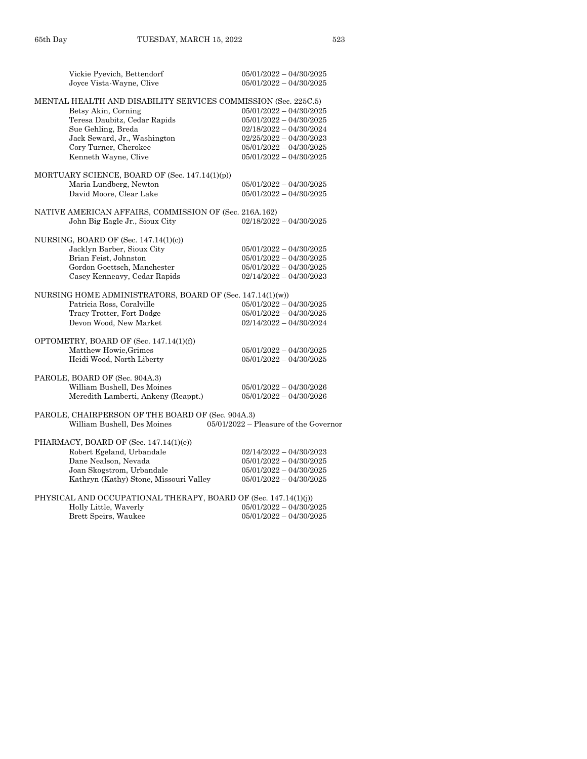Vickie Pyevich, Bettendorf 05/01/2022 – 04/30/2025
Joyce Vista-Wayne, Clive 05/01/2022 – 04/30/2025

MENTAL HEALTH AND DISABILITY SERVICES COMMISSION (Sec. 225C.5)

Betsy Akin, Corning 05/01/2022 – 04/30/2025
Teresa Daubitz, Cedar Rapids 05/01/2022 – 04/30/2025
Sue Gehling, Breda 02/18/2022 – 04/30/2024
Jack Seward, Jr., Washington 02/25/2022 – 04/30/2023
Cory Turner, Cherokee 05/01/2022 – 04/30/2025
Kenneth Wayne, Clive 05/01/2022 – 04/30/2025

MORTUARY SCIENCE, BOARD OF (Sec. 147.14(1)(p))

Maria Lundberg, Newton 05/01/2022 – 04/30/2025
David Moore, Clear Lake 05/01/2022 – 04/30/2025

NATIVE AMERICAN AFFAIRS, COMMISSION OF (Sec. 216A.162)

John Big Eagle Jr., Sioux City 02/18/2022 – 04/30/2025

NURSING, BOARD OF (Sec. 147.14(1)(c))

Jacklyn Barber, Sioux City 05/01/2022 – 04/30/2025
Brian Feist, Johnston 05/01/2022 – 04/30/2025
Gordon Goettsch, Manchester 05/01/2022 – 04/30/2025
Casey Kenneavy, Cedar Rapids 02/14/2022 – 04/30/2023

NURSING HOME ADMINISTRATORS, BOARD OF (Sec. 147.14(1)(w))

Patricia Ross, Coralville 05/01/2022 – 04/30/2025
Tracy Trotter, Fort Dodge 05/01/2022 – 04/30/2025
Devon Wood, New Market 02/14/2022 – 04/30/2024

OPTOMETRY, BOARD OF (Sec. 147.14(1)(f))

Matthew Howie,Grimes 05/01/2022 – 04/30/2025
Heidi Wood, North Liberty 05/01/2022 – 04/30/2025

PAROLE, BOARD OF (Sec. 904A.3)

William Bushell, Des Moines 05/01/2022 – 04/30/2026
Meredith Lamberti, Ankeny (Reappt.) 05/01/2022 – 04/30/2026

PAROLE, CHAIRPERSON OF THE BOARD OF (Sec. 904A.3)

William Bushell, Des Moines 05/01/2022 – Pleasure of the Governor

PHARMACY, BOARD OF (Sec. 147.14(1)(e))

Robert Egeland, Urbandale 02/14/2022 – 04/30/2023
Dane Nealson, Nevada 05/01/2022 – 04/30/2025
Joan Skogstrom, Urbandale 05/01/2022 – 04/30/2025
Kathryn (Kathy) Stone, Missouri Valley 05/01/2022 – 04/30/2025

PHYSICAL AND OCCUPATIONAL THERAPY, BOARD OF (Sec. 147.14(1)(j))

Holly Little, Waverly 05/01/2022 – 04/30/2025
Brett Speirs, Waukee 05/01/2022 – 04/30/2025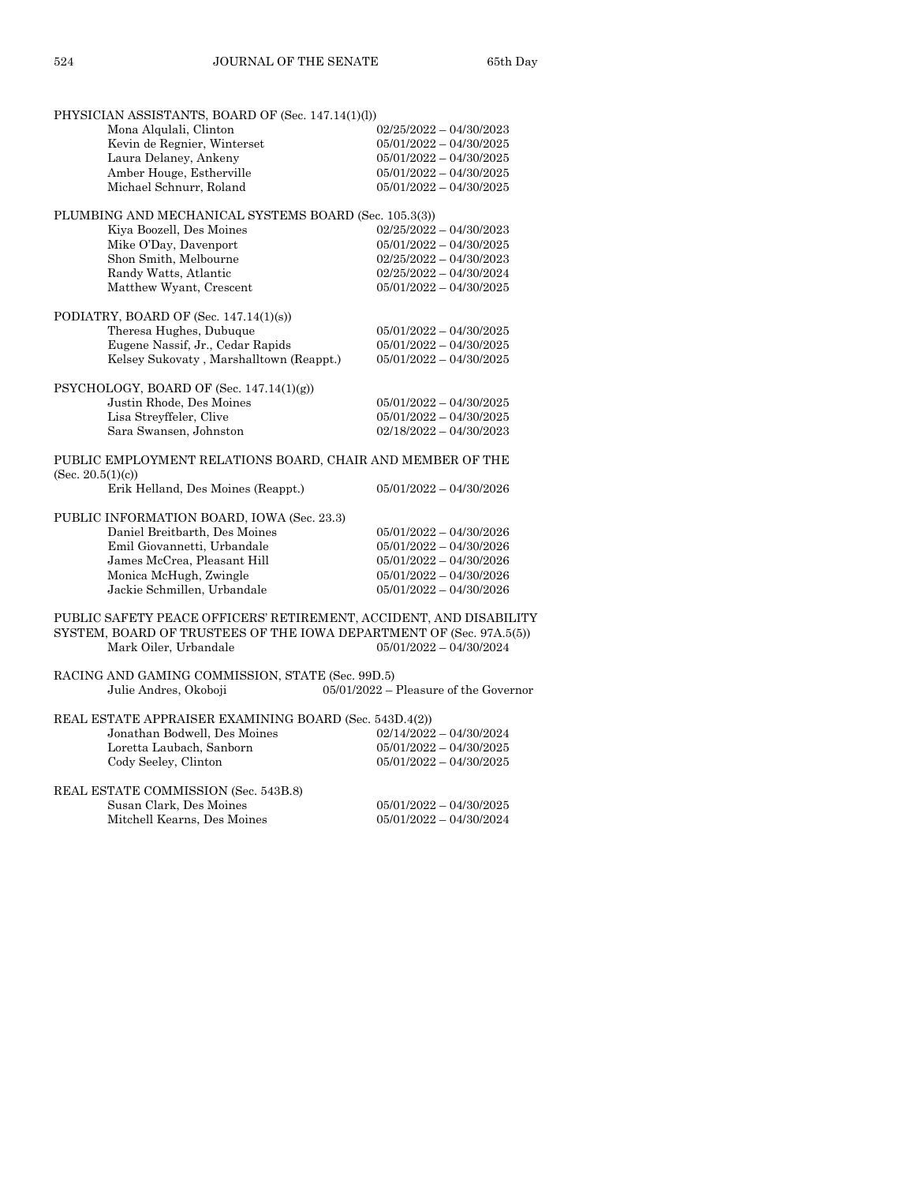PHYSICIAN ASSISTANTS, BOARD OF (Sec. 147.14(1)(l))

| | |
|---|---|
| Mona Alqulali, Clinton | 02/25/2022 – 04/30/2023 |
| Kevin de Regnier, Winterset | 05/01/2022 – 04/30/2025 |
| Laura Delaney, Ankeny | 05/01/2022 – 04/30/2025 |
| Amber Houge, Estherville | 05/01/2022 – 04/30/2025 |
| Michael Schnurr, Roland | 05/01/2022 – 04/30/2025 |

PLUMBING AND MECHANICAL SYSTEMS BOARD (Sec. 105.3(3))

| | |
|---|---|
| Kiya Boozell, Des Moines | 02/25/2022 – 04/30/2023 |
| Mike O'Day, Davenport | 05/01/2022 – 04/30/2025 |
| Shon Smith, Melbourne | 02/25/2022 – 04/30/2023 |
| Randy Watts, Atlantic | 02/25/2022 – 04/30/2024 |
| Matthew Wyant, Crescent | 05/01/2022 – 04/30/2025 |

PODIATRY, BOARD OF (Sec. 147.14(1)(s))

| | |
|---|---|
| Theresa Hughes, Dubuque | 05/01/2022 – 04/30/2025 |
| Eugene Nassif, Jr., Cedar Rapids | 05/01/2022 – 04/30/2025 |
| Kelsey Sukovaty , Marshalltown (Reappt.) | 05/01/2022 – 04/30/2025 |

PSYCHOLOGY, BOARD OF (Sec. 147.14(1)(g))

| | |
|---|---|
| Justin Rhode, Des Moines | 05/01/2022 – 04/30/2025 |
| Lisa Streyffeler, Clive | 05/01/2022 – 04/30/2025 |
| Sara Swansen, Johnston | 02/18/2022 – 04/30/2023 |

PUBLIC EMPLOYMENT RELATIONS BOARD, CHAIR AND MEMBER OF THE (Sec. 20.5(1)(c))

| | |
|---|---|
| Erik Helland, Des Moines (Reappt.) | 05/01/2022 – 04/30/2026 |

PUBLIC INFORMATION BOARD, IOWA (Sec. 23.3)

| | |
|---|---|
| Daniel Breitbarth, Des Moines | 05/01/2022 – 04/30/2026 |
| Emil Giovannetti, Urbandale | 05/01/2022 – 04/30/2026 |
| James McCrea, Pleasant Hill | 05/01/2022 – 04/30/2026 |
| Monica McHugh, Zwingle | 05/01/2022 – 04/30/2026 |
| Jackie Schmillen, Urbandale | 05/01/2022 – 04/30/2026 |

PUBLIC SAFETY PEACE OFFICERS' RETIREMENT, ACCIDENT, AND DISABILITY SYSTEM, BOARD OF TRUSTEES OF THE IOWA DEPARTMENT OF (Sec. 97A.5(5))

| | |
|---|---|
| Mark Oiler, Urbandale | 05/01/2022 – 04/30/2024 |

RACING AND GAMING COMMISSION, STATE (Sec. 99D.5)

| | |
|---|---|
| Julie Andres, Okoboji | 05/01/2022 – Pleasure of the Governor |

REAL ESTATE APPRAISER EXAMINING BOARD (Sec. 543D.4(2))

| | |
|---|---|
| Jonathan Bodwell, Des Moines | 02/14/2022 – 04/30/2024 |
| Loretta Laubach, Sanborn | 05/01/2022 – 04/30/2025 |
| Cody Seeley, Clinton | 05/01/2022 – 04/30/2025 |

REAL ESTATE COMMISSION (Sec. 543B.8)

| | |
|---|---|
| Susan Clark, Des Moines | 05/01/2022 – 04/30/2025 |
| Mitchell Kearns, Des Moines | 05/01/2022 – 04/30/2024 |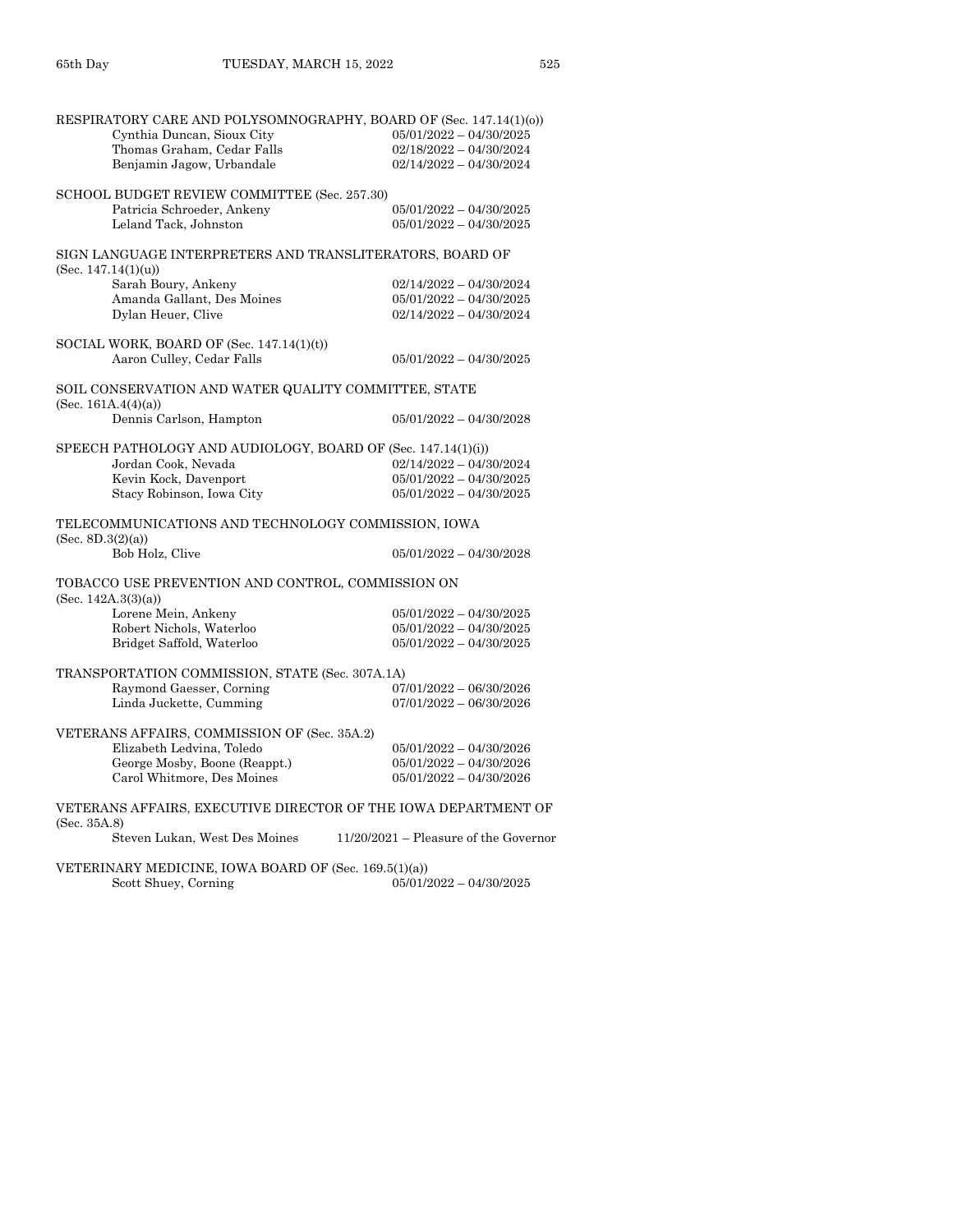RESPIRATORY CARE AND POLYSOMNOGRAPHY, BOARD OF (Sec. 147.14(1)(o))

| | |
|---|---|
| Cynthia Duncan, Sioux City | 05/01/2022 – 04/30/2025 |
| Thomas Graham, Cedar Falls | 02/18/2022 – 04/30/2024 |
| Benjamin Jagow, Urbandale | 02/14/2022 – 04/30/2024 |

SCHOOL BUDGET REVIEW COMMITTEE (Sec. 257.30)

| | |
|---|---|
| Patricia Schroeder, Ankeny | 05/01/2022 – 04/30/2025 |
| Leland Tack, Johnston | 05/01/2022 – 04/30/2025 |

SIGN LANGUAGE INTERPRETERS AND TRANSLITERATORS, BOARD OF (Sec. 147.14(1)(u))

| | |
|---|---|
| Sarah Boury, Ankeny | 02/14/2022 – 04/30/2024 |
| Amanda Gallant, Des Moines | 05/01/2022 – 04/30/2025 |
| Dylan Heuer, Clive | 02/14/2022 – 04/30/2024 |

SOCIAL WORK, BOARD OF (Sec. 147.14(1)(t))

| | |
|---|---|
| Aaron Culley, Cedar Falls | 05/01/2022 – 04/30/2025 |

SOIL CONSERVATION AND WATER QUALITY COMMITTEE, STATE (Sec. 161A.4(4)(a))

| | |
|---|---|
| Dennis Carlson, Hampton | 05/01/2022 – 04/30/2028 |

SPEECH PATHOLOGY AND AUDIOLOGY, BOARD OF (Sec. 147.14(1)(i))

| | |
|---|---|
| Jordan Cook, Nevada | 02/14/2022 – 04/30/2024 |
| Kevin Kock, Davenport | 05/01/2022 – 04/30/2025 |
| Stacy Robinson, Iowa City | 05/01/2022 – 04/30/2025 |

TELECOMMUNICATIONS AND TECHNOLOGY COMMISSION, IOWA (Sec. 8D.3(2)(a))

| | |
|---|---|
| Bob Holz, Clive | 05/01/2022 – 04/30/2028 |

TOBACCO USE PREVENTION AND CONTROL, COMMISSION ON (Sec. 142A.3(3)(a))

| | |
|---|---|
| Lorene Mein, Ankeny | 05/01/2022 – 04/30/2025 |
| Robert Nichols, Waterloo | 05/01/2022 – 04/30/2025 |
| Bridget Saffold, Waterloo | 05/01/2022 – 04/30/2025 |

TRANSPORTATION COMMISSION, STATE (Sec. 307A.1A)

| | |
|---|---|
| Raymond Gaesser, Corning | 07/01/2022 – 06/30/2026 |
| Linda Juckette, Cumming | 07/01/2022 – 06/30/2026 |

VETERANS AFFAIRS, COMMISSION OF (Sec. 35A.2)

| | |
|---|---|
| Elizabeth Ledvina, Toledo | 05/01/2022 – 04/30/2026 |
| George Mosby, Boone (Reappt.) | 05/01/2022 – 04/30/2026 |
| Carol Whitmore, Des Moines | 05/01/2022 – 04/30/2026 |

VETERANS AFFAIRS, EXECUTIVE DIRECTOR OF THE IOWA DEPARTMENT OF (Sec. 35A.8)

| | |
|---|---|
| Steven Lukan, West Des Moines | 11/20/2021 – Pleasure of the Governor |

VETERINARY MEDICINE, IOWA BOARD OF (Sec. 169.5(1)(a))

| | |
|---|---|
| Scott Shuey, Corning | 05/01/2022 – 04/30/2025 |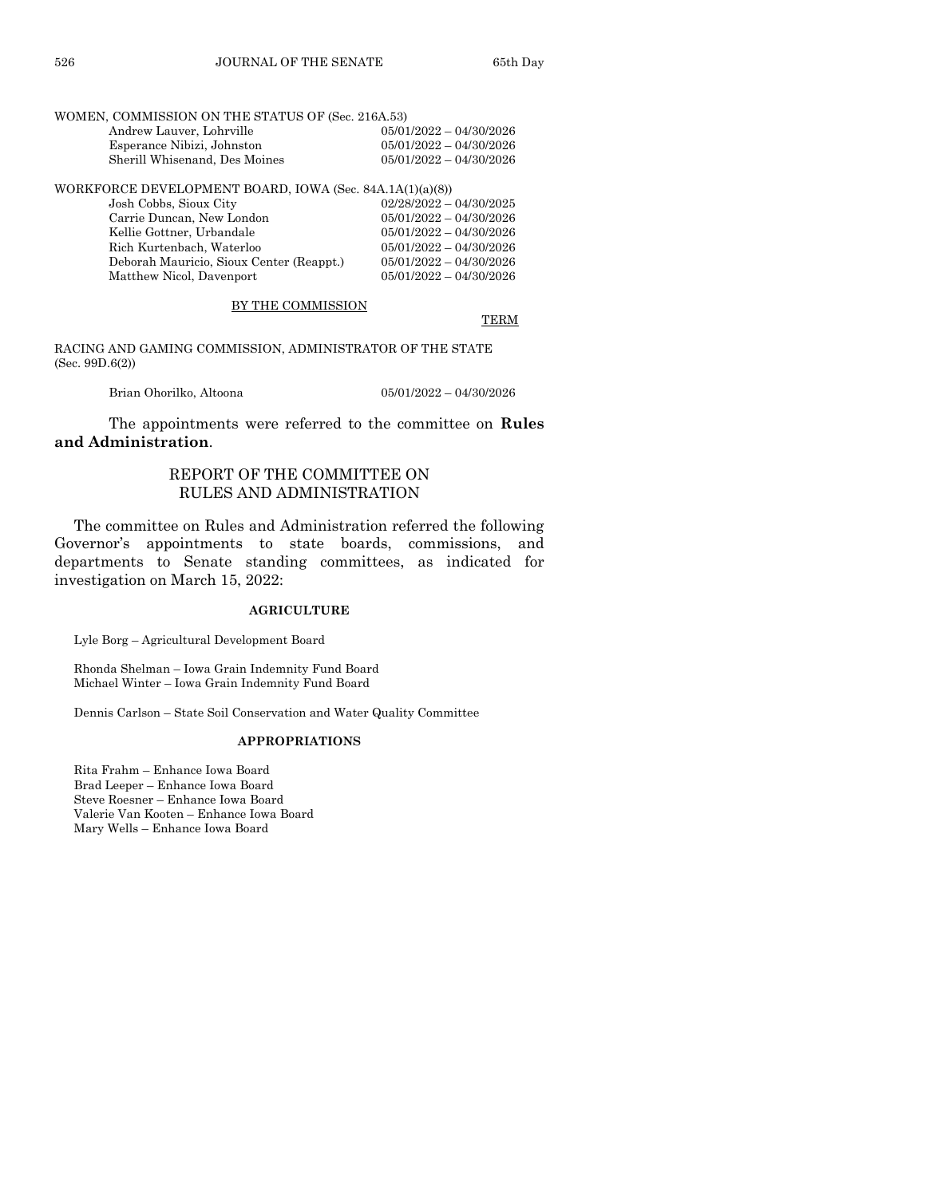WOMEN, COMMISSION ON THE STATUS OF (Sec. 216A.53)

| | |
|---|---|
| Andrew Lauver, Lohrville | 05/01/2022 – 04/30/2026 |
| Esperance Nibizi, Johnston | 05/01/2022 – 04/30/2026 |
| Sherill Whisenand, Des Moines | 05/01/2022 – 04/30/2026 |

WORKFORCE DEVELOPMENT BOARD, IOWA (Sec. 84A.1A(1)(a)(8))

| | |
|---|---|
| Josh Cobbs, Sioux City | 02/28/2022 – 04/30/2025 |
| Carrie Duncan, New London | 05/01/2022 – 04/30/2026 |
| Kellie Gottner, Urbandale | 05/01/2022 – 04/30/2026 |
| Rich Kurtenbach, Waterloo | 05/01/2022 – 04/30/2026 |
| Deborah Mauricio, Sioux Center (Reappt.) | 05/01/2022 – 04/30/2026 |
| Matthew Nicol, Davenport | 05/01/2022 – 04/30/2026 |

BY THE COMMISSION

TERM

RACING AND GAMING COMMISSION, ADMINISTRATOR OF THE STATE (Sec. 99D.6(2))

| | |
|---|---|
| Brian Ohorilko, Altoona | 05/01/2022 – 04/30/2026 |

The appointments were referred to the committee on **Rules and Administration**.

## REPORT OF THE COMMITTEE ON RULES AND ADMINISTRATION

The committee on Rules and Administration referred the following Governor's appointments to state boards, commissions, and departments to Senate standing committees, as indicated for investigation on March 15, 2022:

**AGRICULTURE**

Lyle Borg – Agricultural Development Board

Rhonda Shelman – Iowa Grain Indemnity Fund Board
Michael Winter – Iowa Grain Indemnity Fund Board

Dennis Carlson – State Soil Conservation and Water Quality Committee

**APPROPRIATIONS**

Rita Frahm – Enhance Iowa Board
Brad Leeper – Enhance Iowa Board
Steve Roesner – Enhance Iowa Board
Valerie Van Kooten – Enhance Iowa Board
Mary Wells – Enhance Iowa Board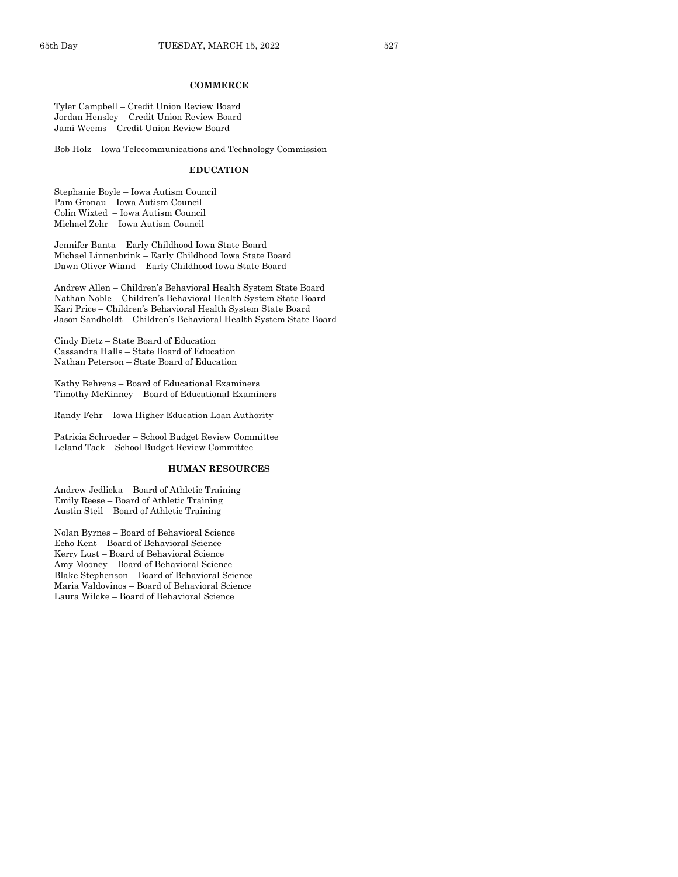**COMMERCE**

Tyler Campbell – Credit Union Review Board
Jordan Hensley – Credit Union Review Board
Jami Weems – Credit Union Review Board

Bob Holz – Iowa Telecommunications and Technology Commission

**EDUCATION**

Stephanie Boyle – Iowa Autism Council
Pam Gronau – Iowa Autism Council
Colin Wixted – Iowa Autism Council
Michael Zehr – Iowa Autism Council

Jennifer Banta – Early Childhood Iowa State Board
Michael Linnenbrink – Early Childhood Iowa State Board
Dawn Oliver Wiand – Early Childhood Iowa State Board

Andrew Allen – Children's Behavioral Health System State Board
Nathan Noble – Children's Behavioral Health System State Board
Kari Price – Children's Behavioral Health System State Board
Jason Sandholdt – Children's Behavioral Health System State Board

Cindy Dietz – State Board of Education
Cassandra Halls – State Board of Education
Nathan Peterson – State Board of Education

Kathy Behrens – Board of Educational Examiners
Timothy McKinney – Board of Educational Examiners

Randy Fehr – Iowa Higher Education Loan Authority

Patricia Schroeder – School Budget Review Committee
Leland Tack – School Budget Review Committee

**HUMAN RESOURCES**

Andrew Jedlicka – Board of Athletic Training
Emily Reese – Board of Athletic Training
Austin Steil – Board of Athletic Training

Nolan Byrnes – Board of Behavioral Science
Echo Kent – Board of Behavioral Science
Kerry Lust – Board of Behavioral Science
Amy Mooney – Board of Behavioral Science
Blake Stephenson – Board of Behavioral Science
Maria Valdovinos – Board of Behavioral Science
Laura Wilcke – Board of Behavioral Science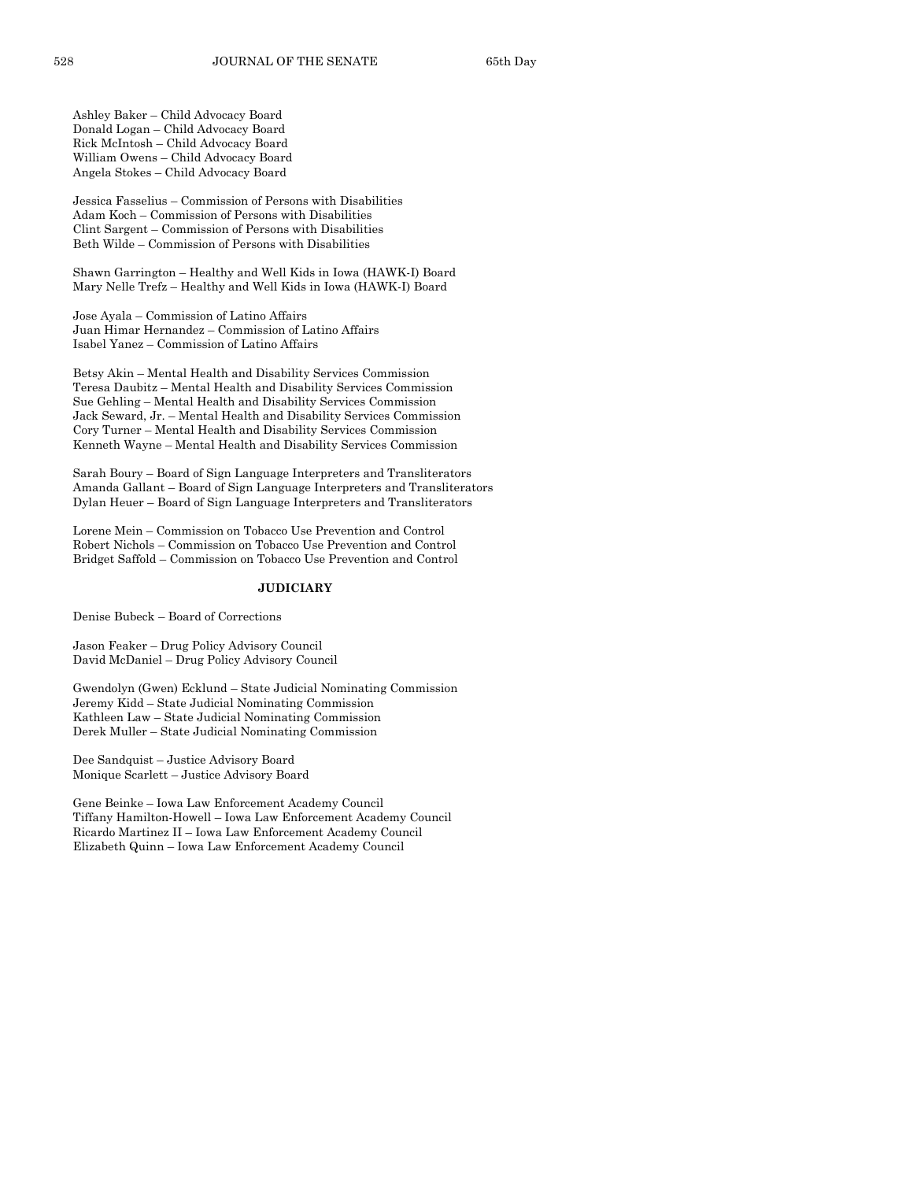Ashley Baker – Child Advocacy Board
Donald Logan – Child Advocacy Board
Rick McIntosh – Child Advocacy Board
William Owens – Child Advocacy Board
Angela Stokes – Child Advocacy Board

Jessica Fasselius – Commission of Persons with Disabilities
Adam Koch – Commission of Persons with Disabilities
Clint Sargent – Commission of Persons with Disabilities
Beth Wilde – Commission of Persons with Disabilities

Shawn Garrington – Healthy and Well Kids in Iowa (HAWK-I) Board
Mary Nelle Trefz – Healthy and Well Kids in Iowa (HAWK-I) Board

Jose Ayala – Commission of Latino Affairs
Juan Himar Hernandez – Commission of Latino Affairs
Isabel Yanez – Commission of Latino Affairs

Betsy Akin – Mental Health and Disability Services Commission
Teresa Daubitz – Mental Health and Disability Services Commission
Sue Gehling – Mental Health and Disability Services Commission
Jack Seward, Jr. – Mental Health and Disability Services Commission
Cory Turner – Mental Health and Disability Services Commission
Kenneth Wayne – Mental Health and Disability Services Commission

Sarah Boury – Board of Sign Language Interpreters and Transliterators
Amanda Gallant – Board of Sign Language Interpreters and Transliterators
Dylan Heuer – Board of Sign Language Interpreters and Transliterators

Lorene Mein – Commission on Tobacco Use Prevention and Control
Robert Nichols – Commission on Tobacco Use Prevention and Control
Bridget Saffold – Commission on Tobacco Use Prevention and Control

**JUDICIARY**

Denise Bubeck – Board of Corrections

Jason Feaker – Drug Policy Advisory Council
David McDaniel – Drug Policy Advisory Council

Gwendolyn (Gwen) Ecklund – State Judicial Nominating Commission
Jeremy Kidd – State Judicial Nominating Commission
Kathleen Law – State Judicial Nominating Commission
Derek Muller – State Judicial Nominating Commission

Dee Sandquist – Justice Advisory Board
Monique Scarlett – Justice Advisory Board

Gene Beinke – Iowa Law Enforcement Academy Council
Tiffany Hamilton-Howell – Iowa Law Enforcement Academy Council
Ricardo Martinez II – Iowa Law Enforcement Academy Council
Elizabeth Quinn – Iowa Law Enforcement Academy Council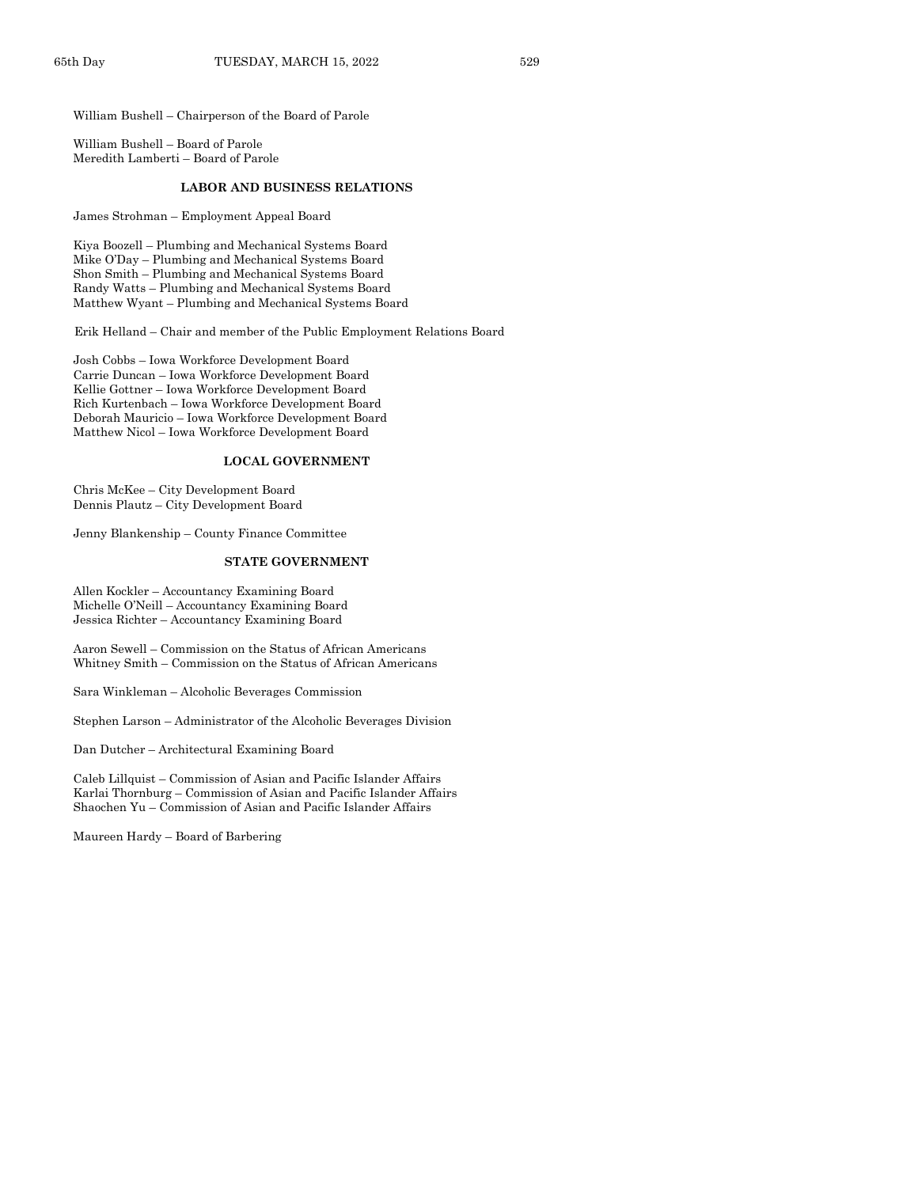William Bushell – Chairperson of the Board of Parole

William Bushell – Board of Parole
Meredith Lamberti – Board of Parole

### LABOR AND BUSINESS RELATIONS

James Strohman – Employment Appeal Board

Kiya Boozell – Plumbing and Mechanical Systems Board
Mike O'Day – Plumbing and Mechanical Systems Board
Shon Smith – Plumbing and Mechanical Systems Board
Randy Watts – Plumbing and Mechanical Systems Board
Matthew Wyant – Plumbing and Mechanical Systems Board

Erik Helland – Chair and member of the Public Employment Relations Board

Josh Cobbs – Iowa Workforce Development Board
Carrie Duncan – Iowa Workforce Development Board
Kellie Gottner – Iowa Workforce Development Board
Rich Kurtenbach – Iowa Workforce Development Board
Deborah Mauricio – Iowa Workforce Development Board
Matthew Nicol – Iowa Workforce Development Board

### LOCAL GOVERNMENT

Chris McKee – City Development Board
Dennis Plautz – City Development Board

Jenny Blankenship – County Finance Committee

### STATE GOVERNMENT

Allen Kockler – Accountancy Examining Board
Michelle O'Neill – Accountancy Examining Board
Jessica Richter – Accountancy Examining Board

Aaron Sewell – Commission on the Status of African Americans
Whitney Smith – Commission on the Status of African Americans

Sara Winkleman – Alcoholic Beverages Commission

Stephen Larson – Administrator of the Alcoholic Beverages Division

Dan Dutcher – Architectural Examining Board

Caleb Lillquist – Commission of Asian and Pacific Islander Affairs
Karlai Thornburg – Commission of Asian and Pacific Islander Affairs
Shaochen Yu – Commission of Asian and Pacific Islander Affairs

Maureen Hardy – Board of Barbering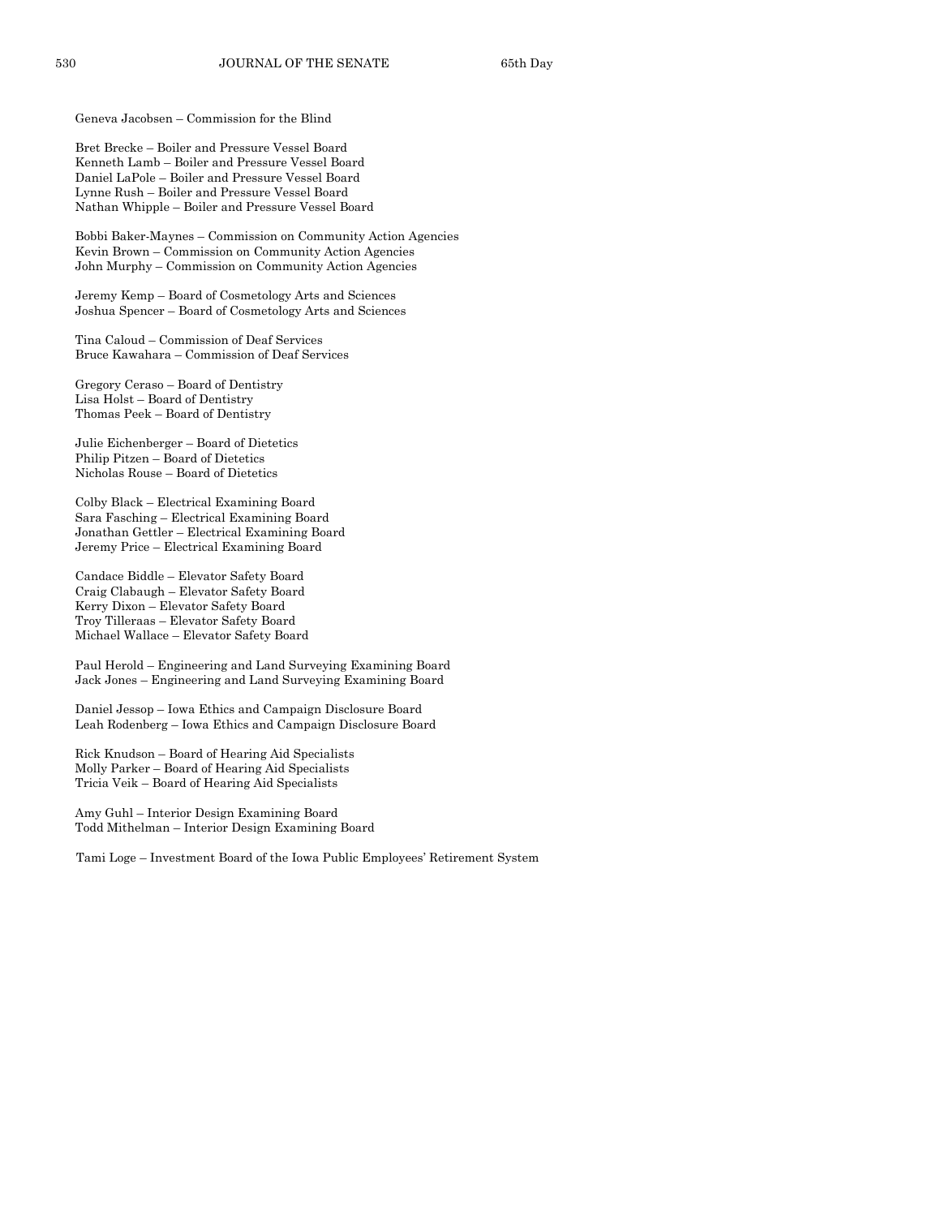Geneva Jacobsen – Commission for the Blind

Bret Brecke – Boiler and Pressure Vessel Board
Kenneth Lamb – Boiler and Pressure Vessel Board
Daniel LaPole – Boiler and Pressure Vessel Board
Lynne Rush – Boiler and Pressure Vessel Board
Nathan Whipple – Boiler and Pressure Vessel Board

Bobbi Baker-Maynes – Commission on Community Action Agencies
Kevin Brown – Commission on Community Action Agencies
John Murphy – Commission on Community Action Agencies

Jeremy Kemp – Board of Cosmetology Arts and Sciences
Joshua Spencer – Board of Cosmetology Arts and Sciences

Tina Caloud – Commission of Deaf Services
Bruce Kawahara – Commission of Deaf Services

Gregory Ceraso – Board of Dentistry
Lisa Holst – Board of Dentistry
Thomas Peek – Board of Dentistry

Julie Eichenberger – Board of Dietetics
Philip Pitzen – Board of Dietetics
Nicholas Rouse – Board of Dietetics

Colby Black – Electrical Examining Board
Sara Fasching – Electrical Examining Board
Jonathan Gettler – Electrical Examining Board
Jeremy Price – Electrical Examining Board

Candace Biddle – Elevator Safety Board
Craig Clabaugh – Elevator Safety Board
Kerry Dixon – Elevator Safety Board
Troy Tilleraas – Elevator Safety Board
Michael Wallace – Elevator Safety Board

Paul Herold – Engineering and Land Surveying Examining Board
Jack Jones – Engineering and Land Surveying Examining Board

Daniel Jessop – Iowa Ethics and Campaign Disclosure Board
Leah Rodenberg – Iowa Ethics and Campaign Disclosure Board

Rick Knudson – Board of Hearing Aid Specialists
Molly Parker – Board of Hearing Aid Specialists
Tricia Veik – Board of Hearing Aid Specialists

Amy Guhl – Interior Design Examining Board
Todd Mithelman – Interior Design Examining Board

Tami Loge – Investment Board of the Iowa Public Employees' Retirement System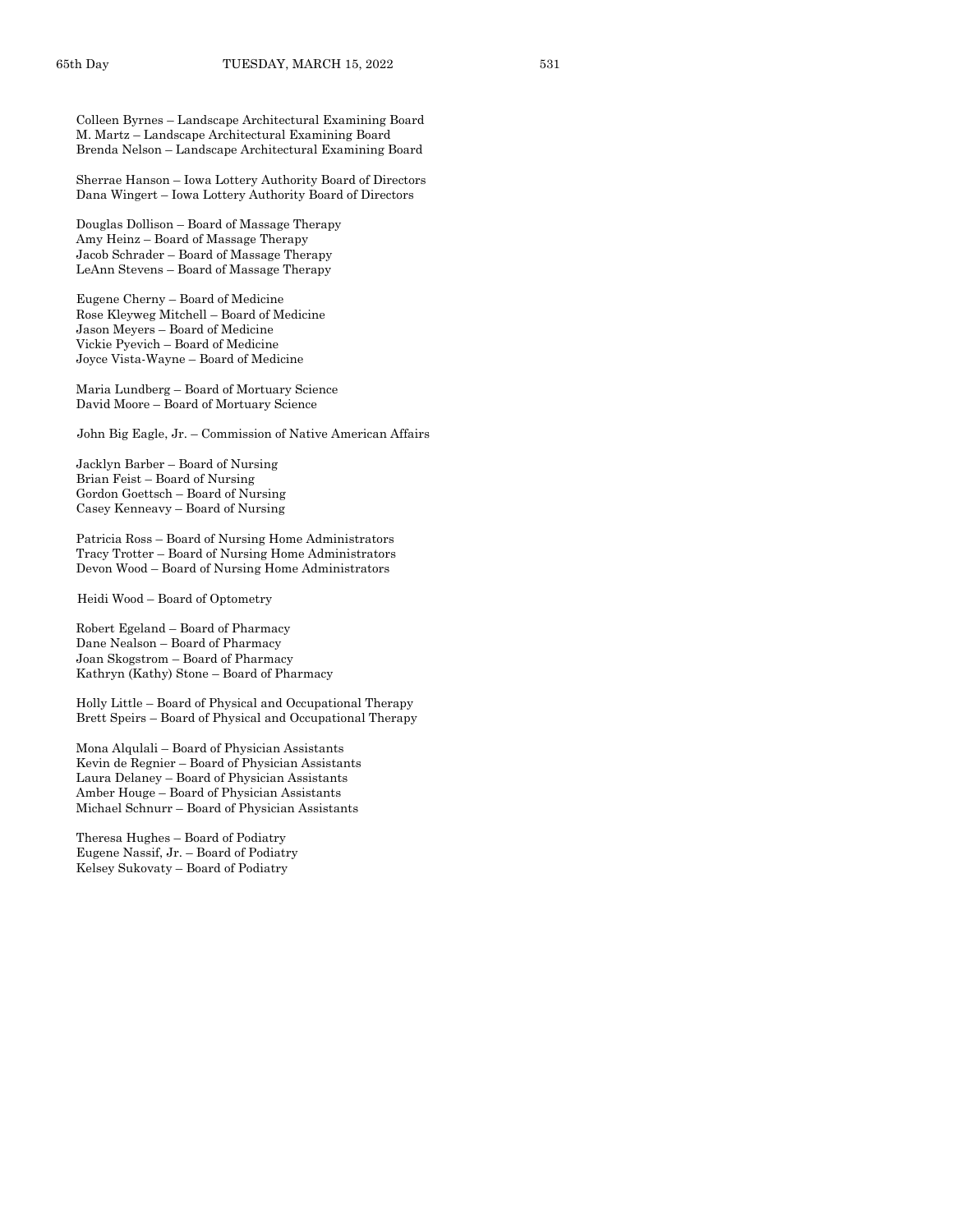Colleen Byrnes – Landscape Architectural Examining Board
M. Martz – Landscape Architectural Examining Board
Brenda Nelson – Landscape Architectural Examining Board

Sherrae Hanson – Iowa Lottery Authority Board of Directors
Dana Wingert – Iowa Lottery Authority Board of Directors

Douglas Dollison – Board of Massage Therapy
Amy Heinz – Board of Massage Therapy
Jacob Schrader – Board of Massage Therapy
LeAnn Stevens – Board of Massage Therapy

Eugene Cherny – Board of Medicine
Rose Kleyweg Mitchell – Board of Medicine
Jason Meyers – Board of Medicine
Vickie Pyevich – Board of Medicine
Joyce Vista-Wayne – Board of Medicine

Maria Lundberg – Board of Mortuary Science
David Moore – Board of Mortuary Science

John Big Eagle, Jr. – Commission of Native American Affairs

Jacklyn Barber – Board of Nursing
Brian Feist – Board of Nursing
Gordon Goettsch – Board of Nursing
Casey Kenneavy – Board of Nursing

Patricia Ross – Board of Nursing Home Administrators
Tracy Trotter – Board of Nursing Home Administrators
Devon Wood – Board of Nursing Home Administrators

Heidi Wood – Board of Optometry

Robert Egeland – Board of Pharmacy
Dane Nealson – Board of Pharmacy
Joan Skogstrom – Board of Pharmacy
Kathryn (Kathy) Stone – Board of Pharmacy

Holly Little – Board of Physical and Occupational Therapy
Brett Speirs – Board of Physical and Occupational Therapy

Mona Alqulali – Board of Physician Assistants
Kevin de Regnier – Board of Physician Assistants
Laura Delaney – Board of Physician Assistants
Amber Houge – Board of Physician Assistants
Michael Schnurr – Board of Physician Assistants

Theresa Hughes – Board of Podiatry
Eugene Nassif, Jr. – Board of Podiatry
Kelsey Sukovaty – Board of Podiatry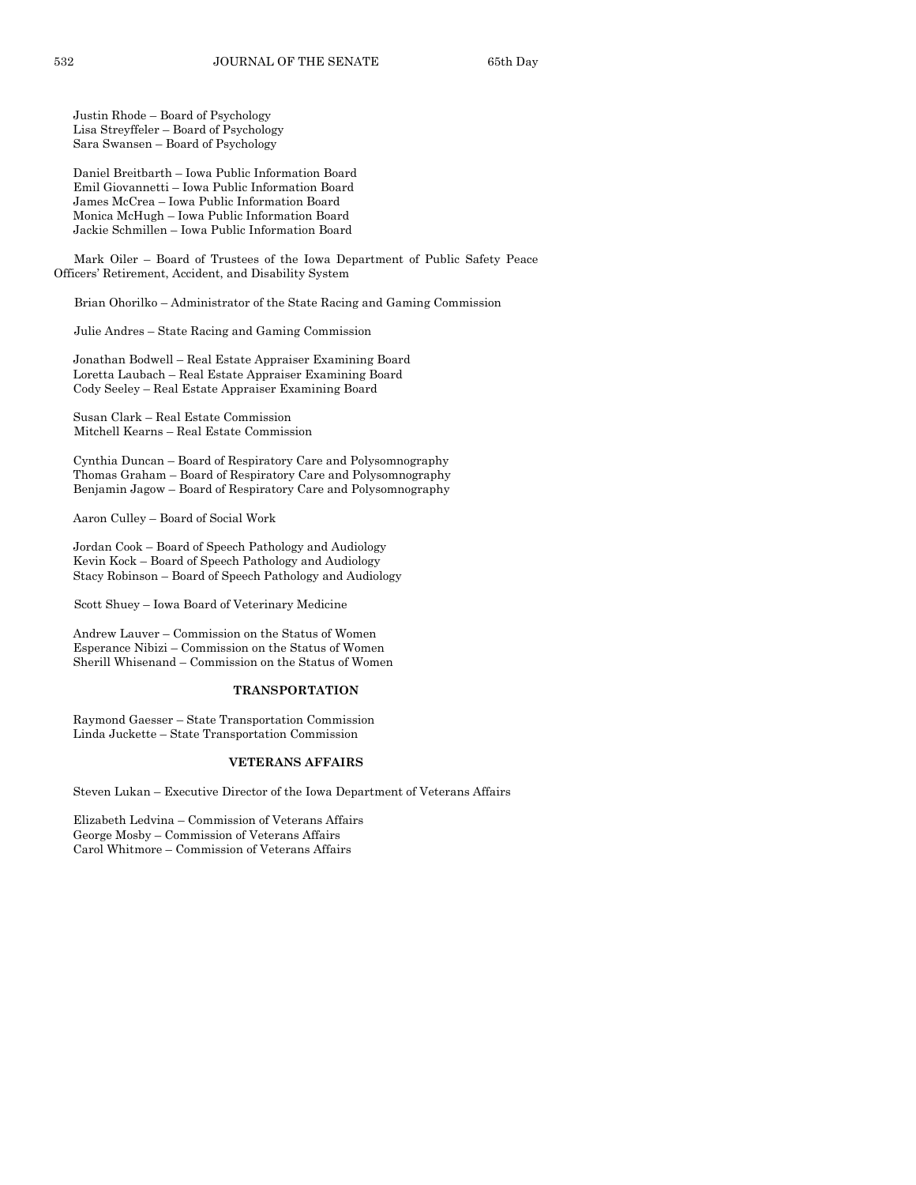Justin Rhode – Board of Psychology
Lisa Streyffeler – Board of Psychology
Sara Swansen – Board of Psychology

Daniel Breitbarth – Iowa Public Information Board
Emil Giovannetti – Iowa Public Information Board
James McCrea – Iowa Public Information Board
Monica McHugh – Iowa Public Information Board
Jackie Schmillen – Iowa Public Information Board

Mark Oiler – Board of Trustees of the Iowa Department of Public Safety Peace Officers' Retirement, Accident, and Disability System

Brian Ohorilko – Administrator of the State Racing and Gaming Commission

Julie Andres – State Racing and Gaming Commission

Jonathan Bodwell – Real Estate Appraiser Examining Board
Loretta Laubach – Real Estate Appraiser Examining Board
Cody Seeley – Real Estate Appraiser Examining Board

Susan Clark – Real Estate Commission
Mitchell Kearns – Real Estate Commission

Cynthia Duncan – Board of Respiratory Care and Polysomnography
Thomas Graham – Board of Respiratory Care and Polysomnography
Benjamin Jagow – Board of Respiratory Care and Polysomnography

Aaron Culley – Board of Social Work

Jordan Cook – Board of Speech Pathology and Audiology
Kevin Kock – Board of Speech Pathology and Audiology
Stacy Robinson – Board of Speech Pathology and Audiology

Scott Shuey – Iowa Board of Veterinary Medicine

Andrew Lauver – Commission on the Status of Women
Esperance Nibizi – Commission on the Status of Women
Sherill Whisenand – Commission on the Status of Women

**TRANSPORTATION**

Raymond Gaesser – State Transportation Commission
Linda Juckette – State Transportation Commission

**VETERANS AFFAIRS**

Steven Lukan – Executive Director of the Iowa Department of Veterans Affairs

Elizabeth Ledvina – Commission of Veterans Affairs
George Mosby – Commission of Veterans Affairs
Carol Whitmore – Commission of Veterans Affairs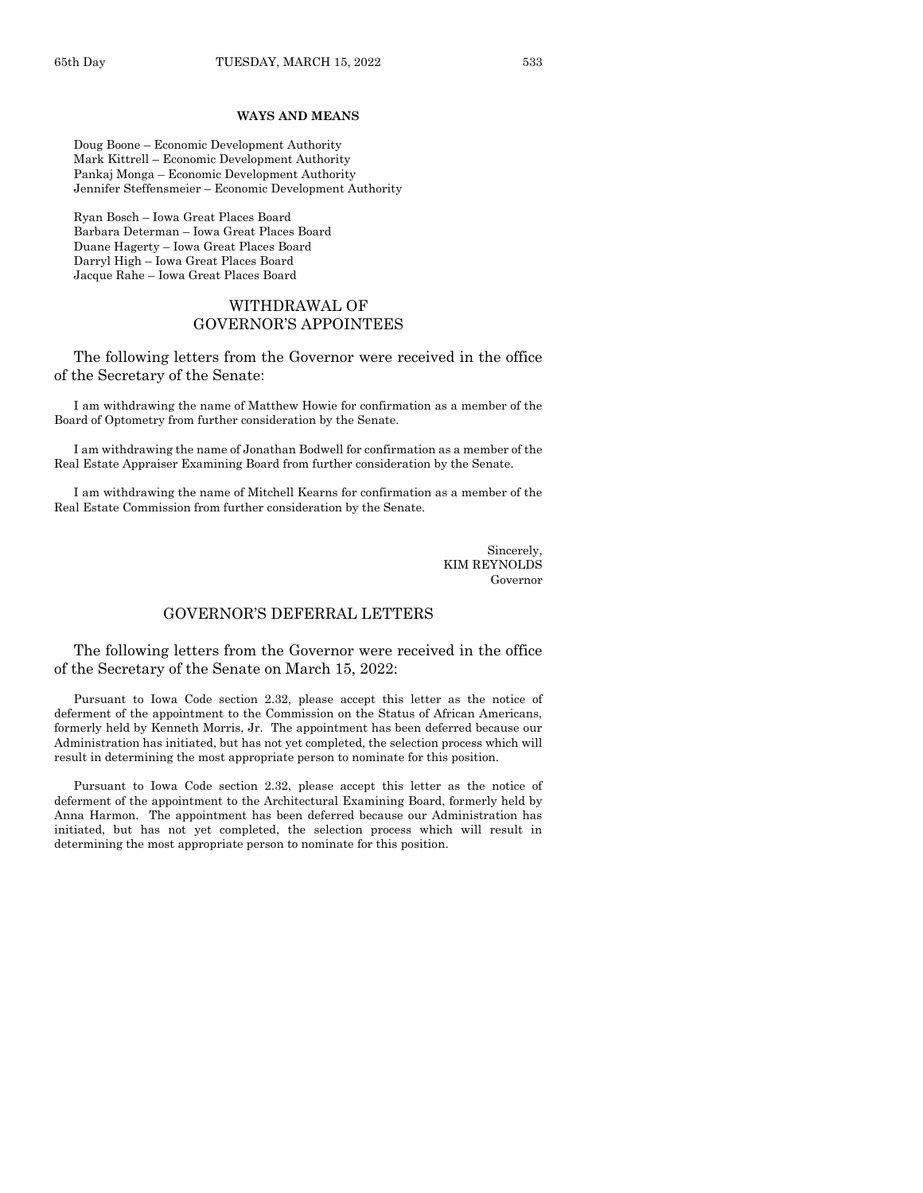**WAYS AND MEANS**

Doug Boone – Economic Development Authority
Mark Kittrell – Economic Development Authority
Pankaj Monga – Economic Development Authority
Jennifer Steffensmeier – Economic Development Authority

Ryan Bosch – Iowa Great Places Board
Barbara Determan – Iowa Great Places Board
Duane Hagerty – Iowa Great Places Board
Darryl High – Iowa Great Places Board
Jacque Rahe – Iowa Great Places Board

## WITHDRAWAL OF GOVERNOR'S APPOINTEES

The following letters from the Governor were received in the office of the Secretary of the Senate:

I am withdrawing the name of Matthew Howie for confirmation as a member of the Board of Optometry from further consideration by the Senate.

I am withdrawing the name of Jonathan Bodwell for confirmation as a member of the Real Estate Appraiser Examining Board from further consideration by the Senate.

I am withdrawing the name of Mitchell Kearns for confirmation as a member of the Real Estate Commission from further consideration by the Senate.

Sincerely,
KIM REYNOLDS
Governor

## GOVERNOR'S DEFERRAL LETTERS

The following letters from the Governor were received in the office of the Secretary of the Senate on March 15, 2022:

Pursuant to Iowa Code section 2.32, please accept this letter as the notice of deferment of the appointment to the Commission on the Status of African Americans, formerly held by Kenneth Morris, Jr. The appointment has been deferred because our Administration has initiated, but has not yet completed, the selection process which will result in determining the most appropriate person to nominate for this position.

Pursuant to Iowa Code section 2.32, please accept this letter as the notice of deferment of the appointment to the Architectural Examining Board, formerly held by Anna Harmon. The appointment has been deferred because our Administration has initiated, but has not yet completed, the selection process which will result in determining the most appropriate person to nominate for this position.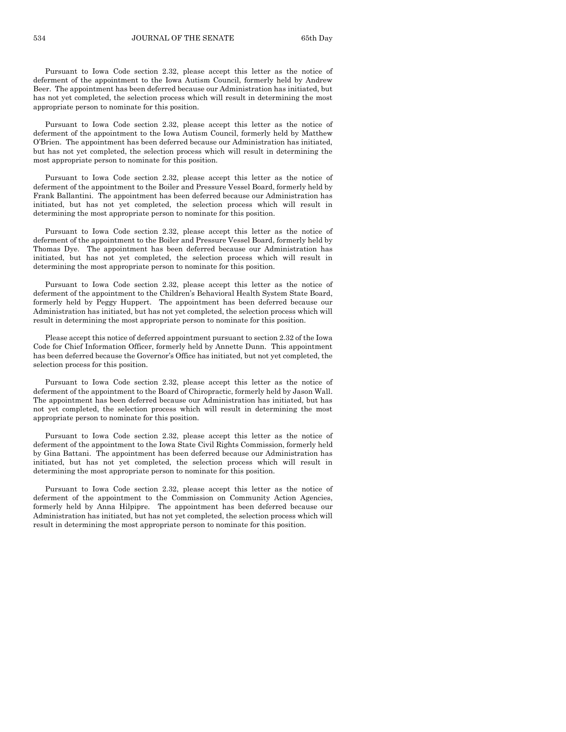Pursuant to Iowa Code section 2.32, please accept this letter as the notice of deferment of the appointment to the Iowa Autism Council, formerly held by Andrew Beer. The appointment has been deferred because our Administration has initiated, but has not yet completed, the selection process which will result in determining the most appropriate person to nominate for this position.

Pursuant to Iowa Code section 2.32, please accept this letter as the notice of deferment of the appointment to the Iowa Autism Council, formerly held by Matthew O'Brien. The appointment has been deferred because our Administration has initiated, but has not yet completed, the selection process which will result in determining the most appropriate person to nominate for this position.

Pursuant to Iowa Code section 2.32, please accept this letter as the notice of deferment of the appointment to the Boiler and Pressure Vessel Board, formerly held by Frank Ballantini. The appointment has been deferred because our Administration has initiated, but has not yet completed, the selection process which will result in determining the most appropriate person to nominate for this position.

Pursuant to Iowa Code section 2.32, please accept this letter as the notice of deferment of the appointment to the Boiler and Pressure Vessel Board, formerly held by Thomas Dye. The appointment has been deferred because our Administration has initiated, but has not yet completed, the selection process which will result in determining the most appropriate person to nominate for this position.

Pursuant to Iowa Code section 2.32, please accept this letter as the notice of deferment of the appointment to the Children's Behavioral Health System State Board, formerly held by Peggy Huppert. The appointment has been deferred because our Administration has initiated, but has not yet completed, the selection process which will result in determining the most appropriate person to nominate for this position.

Please accept this notice of deferred appointment pursuant to section 2.32 of the Iowa Code for Chief Information Officer, formerly held by Annette Dunn. This appointment has been deferred because the Governor's Office has initiated, but not yet completed, the selection process for this position.

Pursuant to Iowa Code section 2.32, please accept this letter as the notice of deferment of the appointment to the Board of Chiropractic, formerly held by Jason Wall. The appointment has been deferred because our Administration has initiated, but has not yet completed, the selection process which will result in determining the most appropriate person to nominate for this position.

Pursuant to Iowa Code section 2.32, please accept this letter as the notice of deferment of the appointment to the Iowa State Civil Rights Commission, formerly held by Gina Battani. The appointment has been deferred because our Administration has initiated, but has not yet completed, the selection process which will result in determining the most appropriate person to nominate for this position.

Pursuant to Iowa Code section 2.32, please accept this letter as the notice of deferment of the appointment to the Commission on Community Action Agencies, formerly held by Anna Hilpipre. The appointment has been deferred because our Administration has initiated, but has not yet completed, the selection process which will result in determining the most appropriate person to nominate for this position.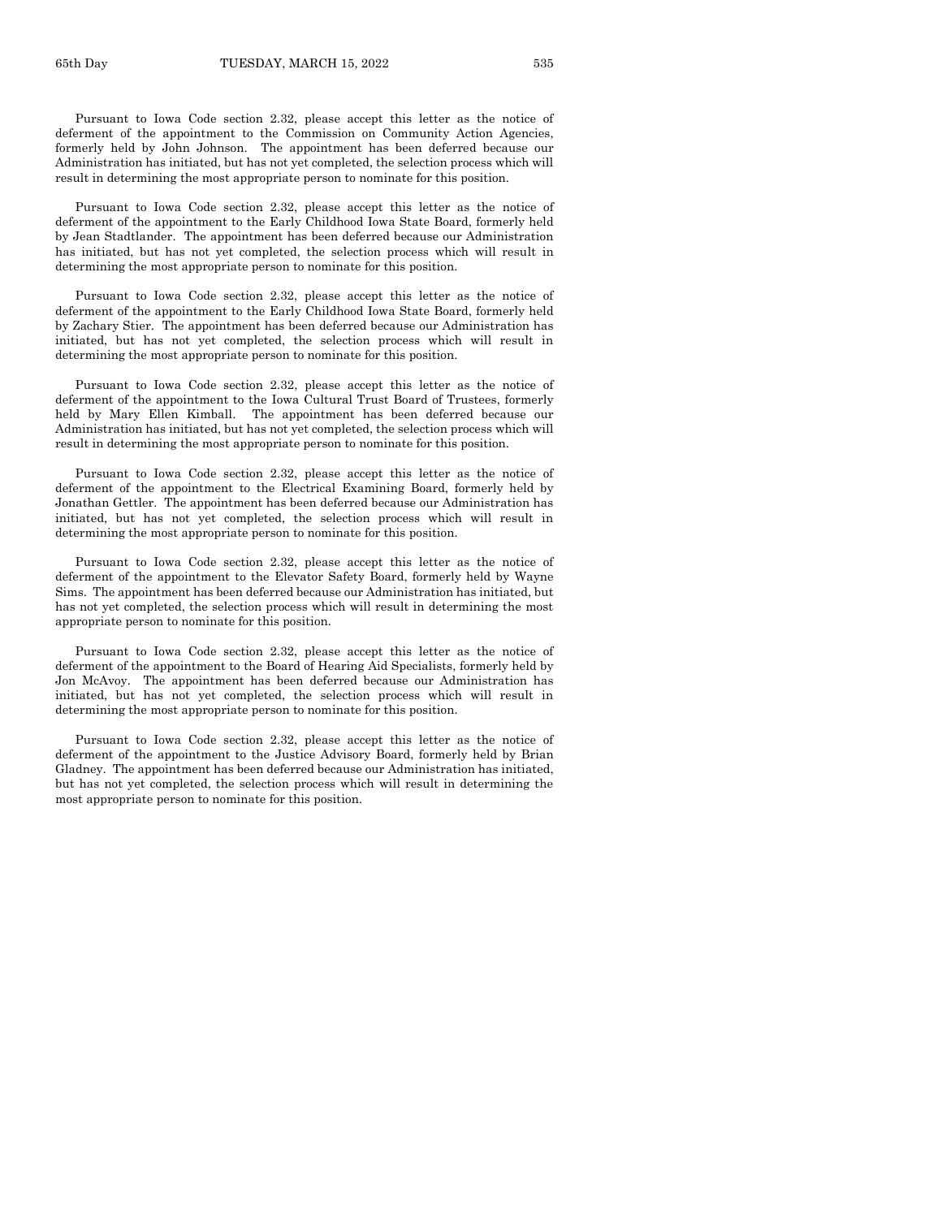Pursuant to Iowa Code section 2.32, please accept this letter as the notice of deferment of the appointment to the Commission on Community Action Agencies, formerly held by John Johnson. The appointment has been deferred because our Administration has initiated, but has not yet completed, the selection process which will result in determining the most appropriate person to nominate for this position.

Pursuant to Iowa Code section 2.32, please accept this letter as the notice of deferment of the appointment to the Early Childhood Iowa State Board, formerly held by Jean Stadtlander. The appointment has been deferred because our Administration has initiated, but has not yet completed, the selection process which will result in determining the most appropriate person to nominate for this position.

Pursuant to Iowa Code section 2.32, please accept this letter as the notice of deferment of the appointment to the Early Childhood Iowa State Board, formerly held by Zachary Stier. The appointment has been deferred because our Administration has initiated, but has not yet completed, the selection process which will result in determining the most appropriate person to nominate for this position.

Pursuant to Iowa Code section 2.32, please accept this letter as the notice of deferment of the appointment to the Iowa Cultural Trust Board of Trustees, formerly held by Mary Ellen Kimball. The appointment has been deferred because our Administration has initiated, but has not yet completed, the selection process which will result in determining the most appropriate person to nominate for this position.

Pursuant to Iowa Code section 2.32, please accept this letter as the notice of deferment of the appointment to the Electrical Examining Board, formerly held by Jonathan Gettler. The appointment has been deferred because our Administration has initiated, but has not yet completed, the selection process which will result in determining the most appropriate person to nominate for this position.

Pursuant to Iowa Code section 2.32, please accept this letter as the notice of deferment of the appointment to the Elevator Safety Board, formerly held by Wayne Sims. The appointment has been deferred because our Administration has initiated, but has not yet completed, the selection process which will result in determining the most appropriate person to nominate for this position.

Pursuant to Iowa Code section 2.32, please accept this letter as the notice of deferment of the appointment to the Board of Hearing Aid Specialists, formerly held by Jon McAvoy. The appointment has been deferred because our Administration has initiated, but has not yet completed, the selection process which will result in determining the most appropriate person to nominate for this position.

Pursuant to Iowa Code section 2.32, please accept this letter as the notice of deferment of the appointment to the Justice Advisory Board, formerly held by Brian Gladney. The appointment has been deferred because our Administration has initiated, but has not yet completed, the selection process which will result in determining the most appropriate person to nominate for this position.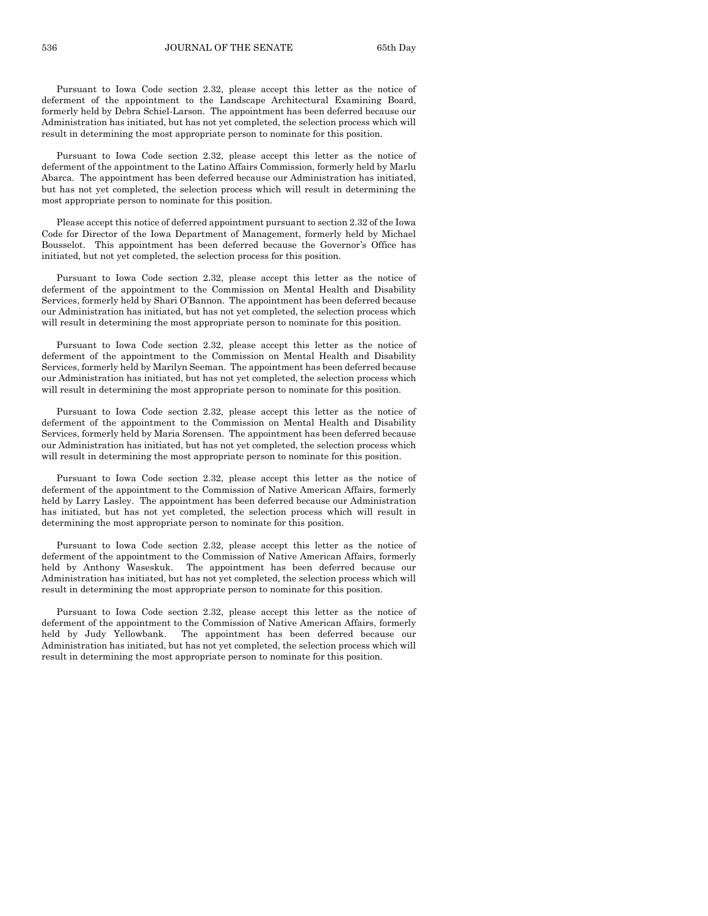Pursuant to Iowa Code section 2.32, please accept this letter as the notice of deferment of the appointment to the Landscape Architectural Examining Board, formerly held by Debra Schiel-Larson. The appointment has been deferred because our Administration has initiated, but has not yet completed, the selection process which will result in determining the most appropriate person to nominate for this position.

Pursuant to Iowa Code section 2.32, please accept this letter as the notice of deferment of the appointment to the Latino Affairs Commission, formerly held by Marlu Abarca. The appointment has been deferred because our Administration has initiated, but has not yet completed, the selection process which will result in determining the most appropriate person to nominate for this position.

Please accept this notice of deferred appointment pursuant to section 2.32 of the Iowa Code for Director of the Iowa Department of Management, formerly held by Michael Bousselot. This appointment has been deferred because the Governor's Office has initiated, but not yet completed, the selection process for this position.

Pursuant to Iowa Code section 2.32, please accept this letter as the notice of deferment of the appointment to the Commission on Mental Health and Disability Services, formerly held by Shari O'Bannon. The appointment has been deferred because our Administration has initiated, but has not yet completed, the selection process which will result in determining the most appropriate person to nominate for this position.

Pursuant to Iowa Code section 2.32, please accept this letter as the notice of deferment of the appointment to the Commission on Mental Health and Disability Services, formerly held by Marilyn Seeman. The appointment has been deferred because our Administration has initiated, but has not yet completed, the selection process which will result in determining the most appropriate person to nominate for this position.

Pursuant to Iowa Code section 2.32, please accept this letter as the notice of deferment of the appointment to the Commission on Mental Health and Disability Services, formerly held by Maria Sorensen. The appointment has been deferred because our Administration has initiated, but has not yet completed, the selection process which will result in determining the most appropriate person to nominate for this position.

Pursuant to Iowa Code section 2.32, please accept this letter as the notice of deferment of the appointment to the Commission of Native American Affairs, formerly held by Larry Lasley. The appointment has been deferred because our Administration has initiated, but has not yet completed, the selection process which will result in determining the most appropriate person to nominate for this position.

Pursuant to Iowa Code section 2.32, please accept this letter as the notice of deferment of the appointment to the Commission of Native American Affairs, formerly held by Anthony Waseskuk. The appointment has been deferred because our Administration has initiated, but has not yet completed, the selection process which will result in determining the most appropriate person to nominate for this position.

Pursuant to Iowa Code section 2.32, please accept this letter as the notice of deferment of the appointment to the Commission of Native American Affairs, formerly held by Judy Yellowbank. The appointment has been deferred because our Administration has initiated, but has not yet completed, the selection process which will result in determining the most appropriate person to nominate for this position.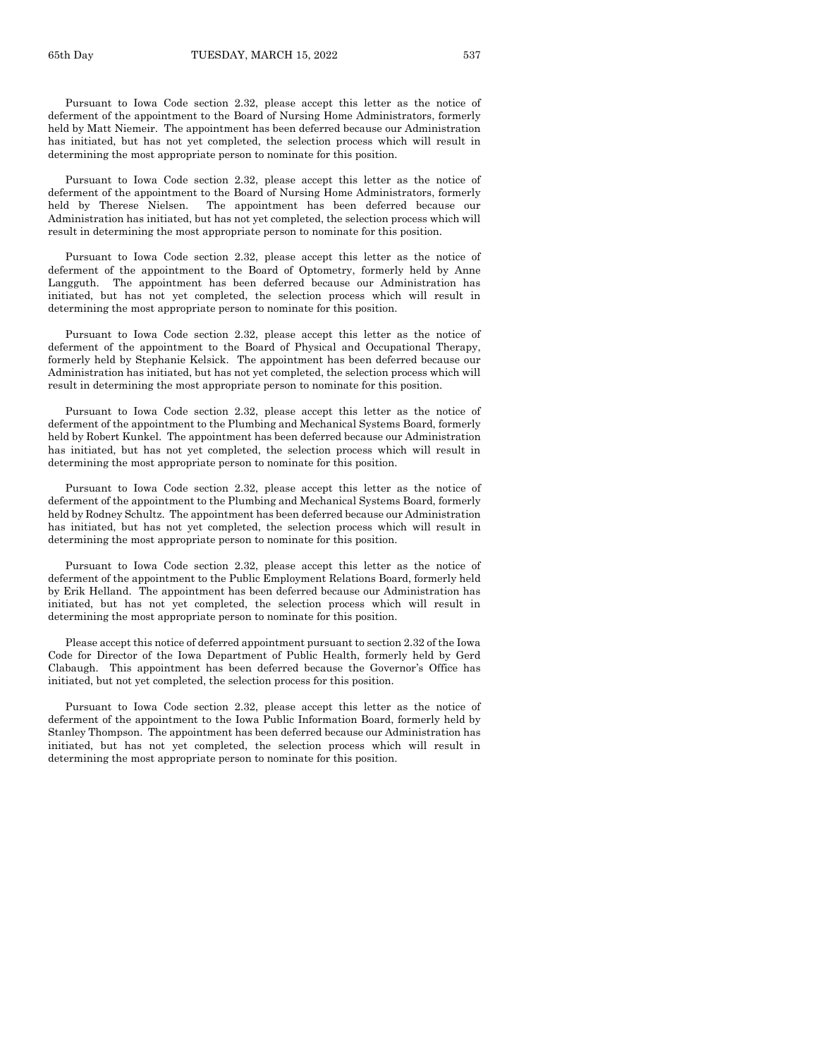Pursuant to Iowa Code section 2.32, please accept this letter as the notice of deferment of the appointment to the Board of Nursing Home Administrators, formerly held by Matt Niemeir. The appointment has been deferred because our Administration has initiated, but has not yet completed, the selection process which will result in determining the most appropriate person to nominate for this position.

Pursuant to Iowa Code section 2.32, please accept this letter as the notice of deferment of the appointment to the Board of Nursing Home Administrators, formerly held by Therese Nielsen. The appointment has been deferred because our Administration has initiated, but has not yet completed, the selection process which will result in determining the most appropriate person to nominate for this position.

Pursuant to Iowa Code section 2.32, please accept this letter as the notice of deferment of the appointment to the Board of Optometry, formerly held by Anne Langguth. The appointment has been deferred because our Administration has initiated, but has not yet completed, the selection process which will result in determining the most appropriate person to nominate for this position.

Pursuant to Iowa Code section 2.32, please accept this letter as the notice of deferment of the appointment to the Board of Physical and Occupational Therapy, formerly held by Stephanie Kelsick. The appointment has been deferred because our Administration has initiated, but has not yet completed, the selection process which will result in determining the most appropriate person to nominate for this position.

Pursuant to Iowa Code section 2.32, please accept this letter as the notice of deferment of the appointment to the Plumbing and Mechanical Systems Board, formerly held by Robert Kunkel. The appointment has been deferred because our Administration has initiated, but has not yet completed, the selection process which will result in determining the most appropriate person to nominate for this position.

Pursuant to Iowa Code section 2.32, please accept this letter as the notice of deferment of the appointment to the Plumbing and Mechanical Systems Board, formerly held by Rodney Schultz. The appointment has been deferred because our Administration has initiated, but has not yet completed, the selection process which will result in determining the most appropriate person to nominate for this position.

Pursuant to Iowa Code section 2.32, please accept this letter as the notice of deferment of the appointment to the Public Employment Relations Board, formerly held by Erik Helland. The appointment has been deferred because our Administration has initiated, but has not yet completed, the selection process which will result in determining the most appropriate person to nominate for this position.

Please accept this notice of deferred appointment pursuant to section 2.32 of the Iowa Code for Director of the Iowa Department of Public Health, formerly held by Gerd Clabaugh. This appointment has been deferred because the Governor's Office has initiated, but not yet completed, the selection process for this position.

Pursuant to Iowa Code section 2.32, please accept this letter as the notice of deferment of the appointment to the Iowa Public Information Board, formerly held by Stanley Thompson. The appointment has been deferred because our Administration has initiated, but has not yet completed, the selection process which will result in determining the most appropriate person to nominate for this position.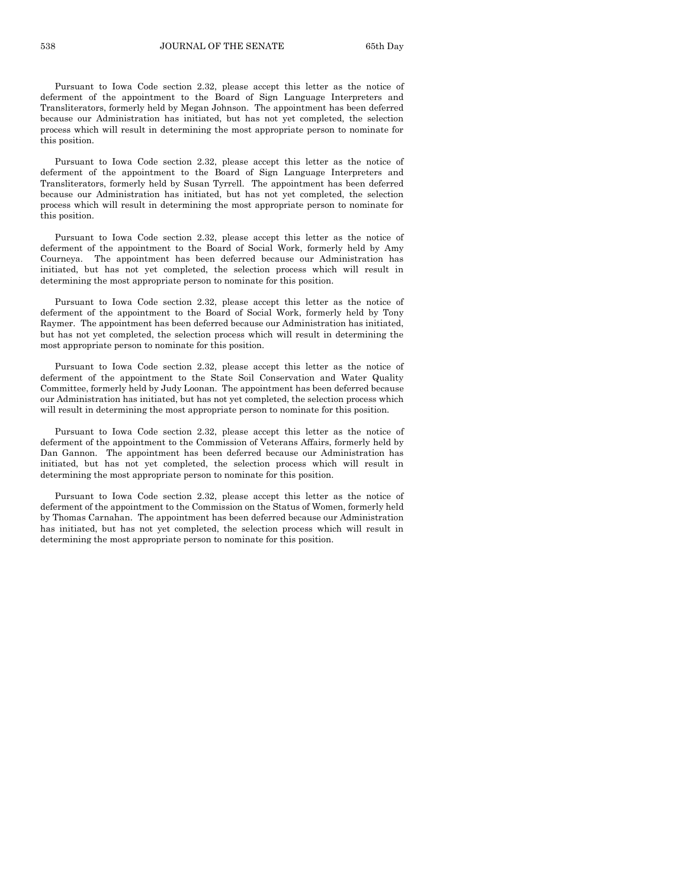Pursuant to Iowa Code section 2.32, please accept this letter as the notice of deferment of the appointment to the Board of Sign Language Interpreters and Transliterators, formerly held by Megan Johnson. The appointment has been deferred because our Administration has initiated, but has not yet completed, the selection process which will result in determining the most appropriate person to nominate for this position.

Pursuant to Iowa Code section 2.32, please accept this letter as the notice of deferment of the appointment to the Board of Sign Language Interpreters and Transliterators, formerly held by Susan Tyrrell. The appointment has been deferred because our Administration has initiated, but has not yet completed, the selection process which will result in determining the most appropriate person to nominate for this position.

Pursuant to Iowa Code section 2.32, please accept this letter as the notice of deferment of the appointment to the Board of Social Work, formerly held by Amy Courneya. The appointment has been deferred because our Administration has initiated, but has not yet completed, the selection process which will result in determining the most appropriate person to nominate for this position.

Pursuant to Iowa Code section 2.32, please accept this letter as the notice of deferment of the appointment to the Board of Social Work, formerly held by Tony Raymer. The appointment has been deferred because our Administration has initiated, but has not yet completed, the selection process which will result in determining the most appropriate person to nominate for this position.

Pursuant to Iowa Code section 2.32, please accept this letter as the notice of deferment of the appointment to the State Soil Conservation and Water Quality Committee, formerly held by Judy Loonan. The appointment has been deferred because our Administration has initiated, but has not yet completed, the selection process which will result in determining the most appropriate person to nominate for this position.

Pursuant to Iowa Code section 2.32, please accept this letter as the notice of deferment of the appointment to the Commission of Veterans Affairs, formerly held by Dan Gannon. The appointment has been deferred because our Administration has initiated, but has not yet completed, the selection process which will result in determining the most appropriate person to nominate for this position.

Pursuant to Iowa Code section 2.32, please accept this letter as the notice of deferment of the appointment to the Commission on the Status of Women, formerly held by Thomas Carnahan. The appointment has been deferred because our Administration has initiated, but has not yet completed, the selection process which will result in determining the most appropriate person to nominate for this position.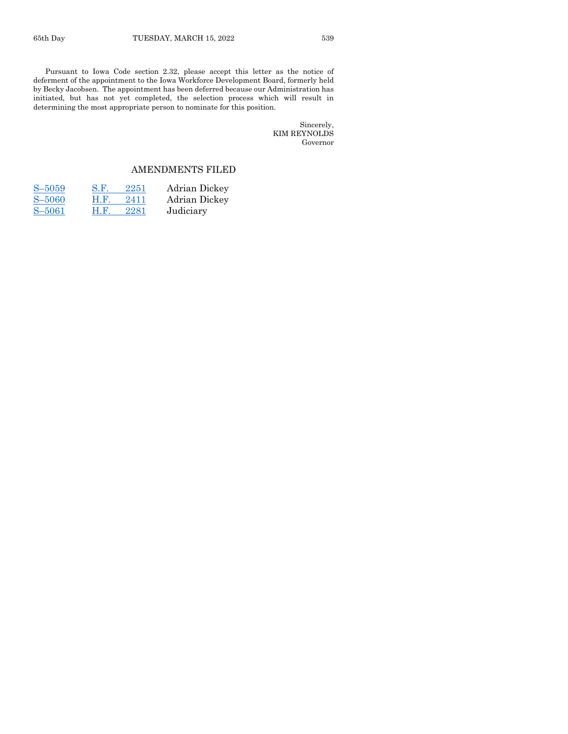Pursuant to Iowa Code section 2.32, please accept this letter as the notice of deferment of the appointment to the Iowa Workforce Development Board, formerly held by Becky Jacobsen. The appointment has been deferred because our Administration has initiated, but has not yet completed, the selection process which will result in determining the most appropriate person to nominate for this position.

Sincerely,
KIM REYNOLDS
Governor

## AMENDMENTS FILED

| | | |
|---|---|---|
| S–5059 | S.F. 2251 | Adrian Dickey |
| S–5060 | H.F. 2411 | Adrian Dickey |
| S–5061 | H.F. 2281 | Judiciary |